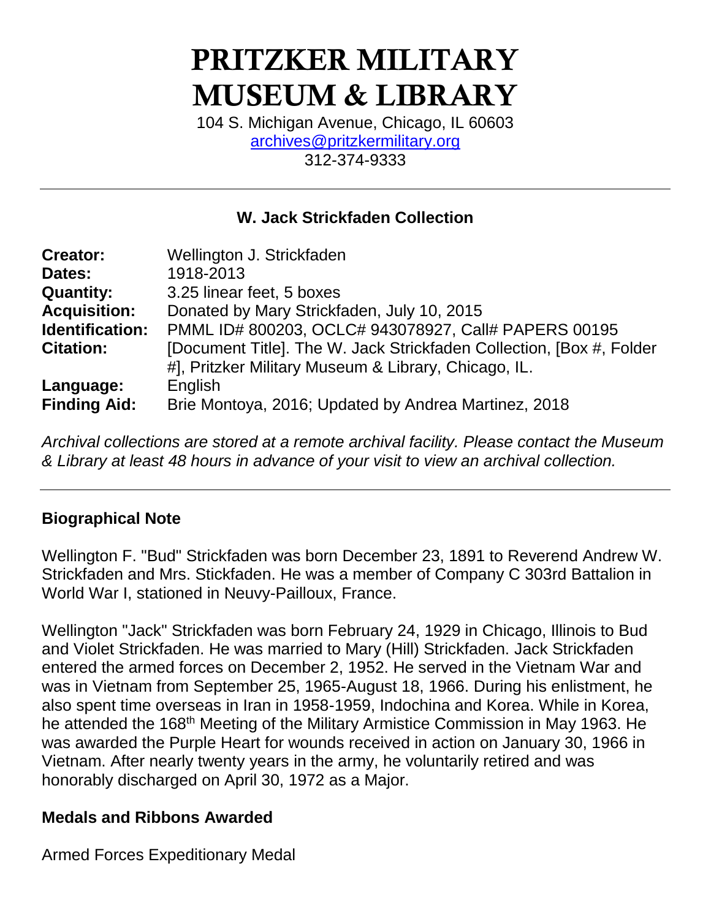# PRITZKER MILITARY MUSEUM & LIBRARY

104 S. Michigan Avenue, Chicago, IL 60603
archives@pritzkermilitary.org
312-374-9333

---

## W. Jack Strickfaden Collection

| | |
|---|---|
| **Creator:** | Wellington J. Strickfaden |
| **Dates:** | 1918-2013 |
| **Quantity:** | 3.25 linear feet, 5 boxes |
| **Acquisition:** | Donated by Mary Strickfaden, July 10, 2015 |
| **Identification:** | PMML ID# 800203, OCLC# 943078927, Call# PAPERS 00195 |
| **Citation:** | [Document Title]. The W. Jack Strickfaden Collection, [Box #, Folder #], Pritzker Military Museum & Library, Chicago, IL. |
| **Language:** | English |
| **Finding Aid:** | Brie Montoya, 2016; Updated by Andrea Martinez, 2018 |

*Archival collections are stored at a remote archival facility. Please contact the Museum & Library at least 48 hours in advance of your visit to view an archival collection.*

---

### Biographical Note

Wellington F. "Bud" Strickfaden was born December 23, 1891 to Reverend Andrew W. Strickfaden and Mrs. Stickfaden. He was a member of Company C 303rd Battalion in World War I, stationed in Neuvy-Pailloux, France.

Wellington "Jack" Strickfaden was born February 24, 1929 in Chicago, Illinois to Bud and Violet Strickfaden. He was married to Mary (Hill) Strickfaden. Jack Strickfaden entered the armed forces on December 2, 1952. He served in the Vietnam War and was in Vietnam from September 25, 1965-August 18, 1966. During his enlistment, he also spent time overseas in Iran in 1958-1959, Indochina and Korea. While in Korea, he attended the 168th Meeting of the Military Armistice Commission in May 1963. He was awarded the Purple Heart for wounds received in action on January 30, 1966 in Vietnam. After nearly twenty years in the army, he voluntarily retired and was honorably discharged on April 30, 1972 as a Major.

### Medals and Ribbons Awarded

Armed Forces Expeditionary Medal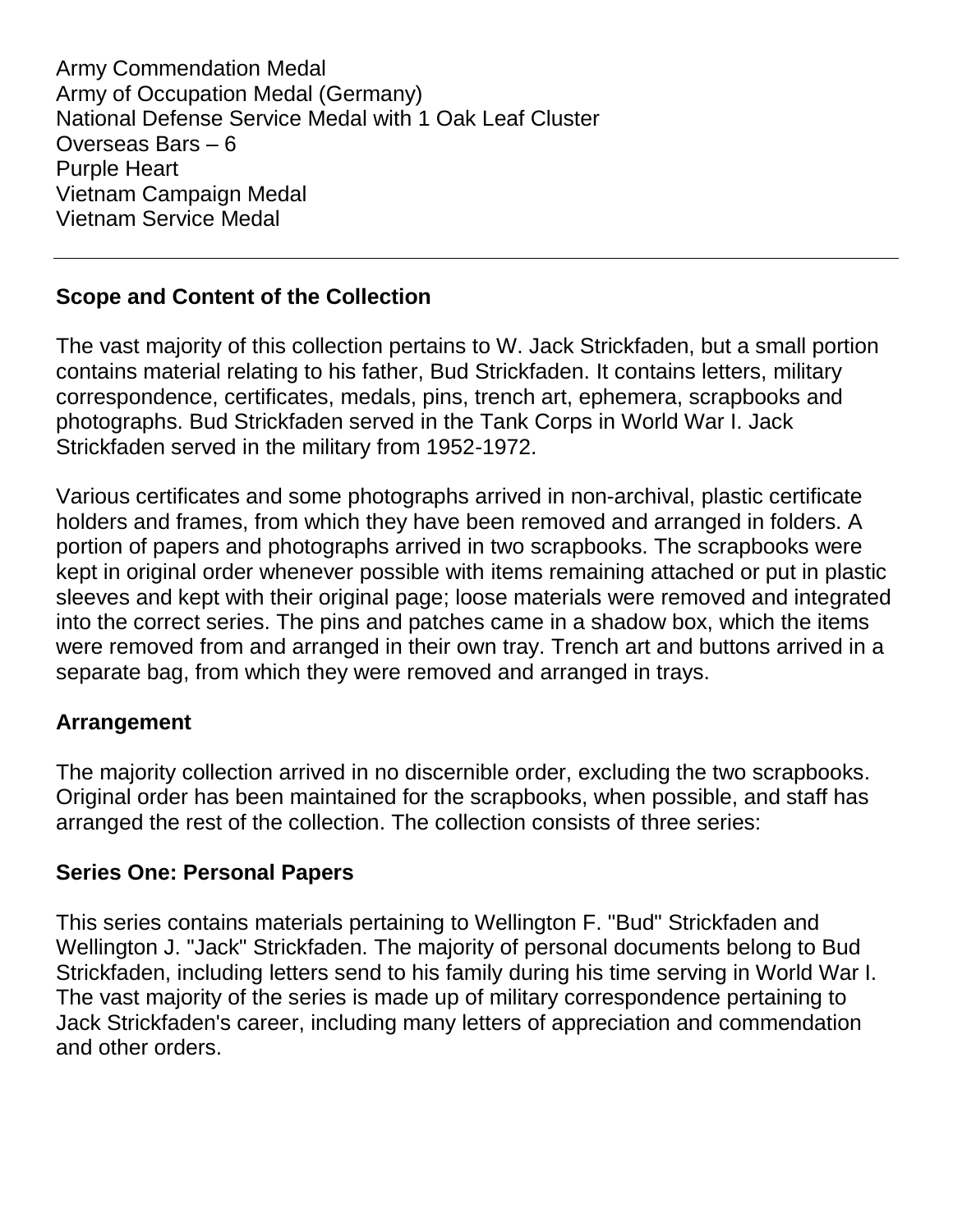Army Commendation Medal
Army of Occupation Medal (Germany)
National Defense Service Medal with 1 Oak Leaf Cluster
Overseas Bars – 6
Purple Heart
Vietnam Campaign Medal
Vietnam Service Medal

---

**Scope and Content of the Collection**

The vast majority of this collection pertains to W. Jack Strickfaden, but a small portion contains material relating to his father, Bud Strickfaden. It contains letters, military correspondence, certificates, medals, pins, trench art, ephemera, scrapbooks and photographs. Bud Strickfaden served in the Tank Corps in World War I. Jack Strickfaden served in the military from 1952-1972.

Various certificates and some photographs arrived in non-archival, plastic certificate holders and frames, from which they have been removed and arranged in folders. A portion of papers and photographs arrived in two scrapbooks. The scrapbooks were kept in original order whenever possible with items remaining attached or put in plastic sleeves and kept with their original page; loose materials were removed and integrated into the correct series. The pins and patches came in a shadow box, which the items were removed from and arranged in their own tray. Trench art and buttons arrived in a separate bag, from which they were removed and arranged in trays.

**Arrangement**

The majority collection arrived in no discernible order, excluding the two scrapbooks. Original order has been maintained for the scrapbooks, when possible, and staff has arranged the rest of the collection. The collection consists of three series:

**Series One: Personal Papers**

This series contains materials pertaining to Wellington F. "Bud" Strickfaden and Wellington J. "Jack" Strickfaden. The majority of personal documents belong to Bud Strickfaden, including letters send to his family during his time serving in World War I. The vast majority of the series is made up of military correspondence pertaining to Jack Strickfaden's career, including many letters of appreciation and commendation and other orders.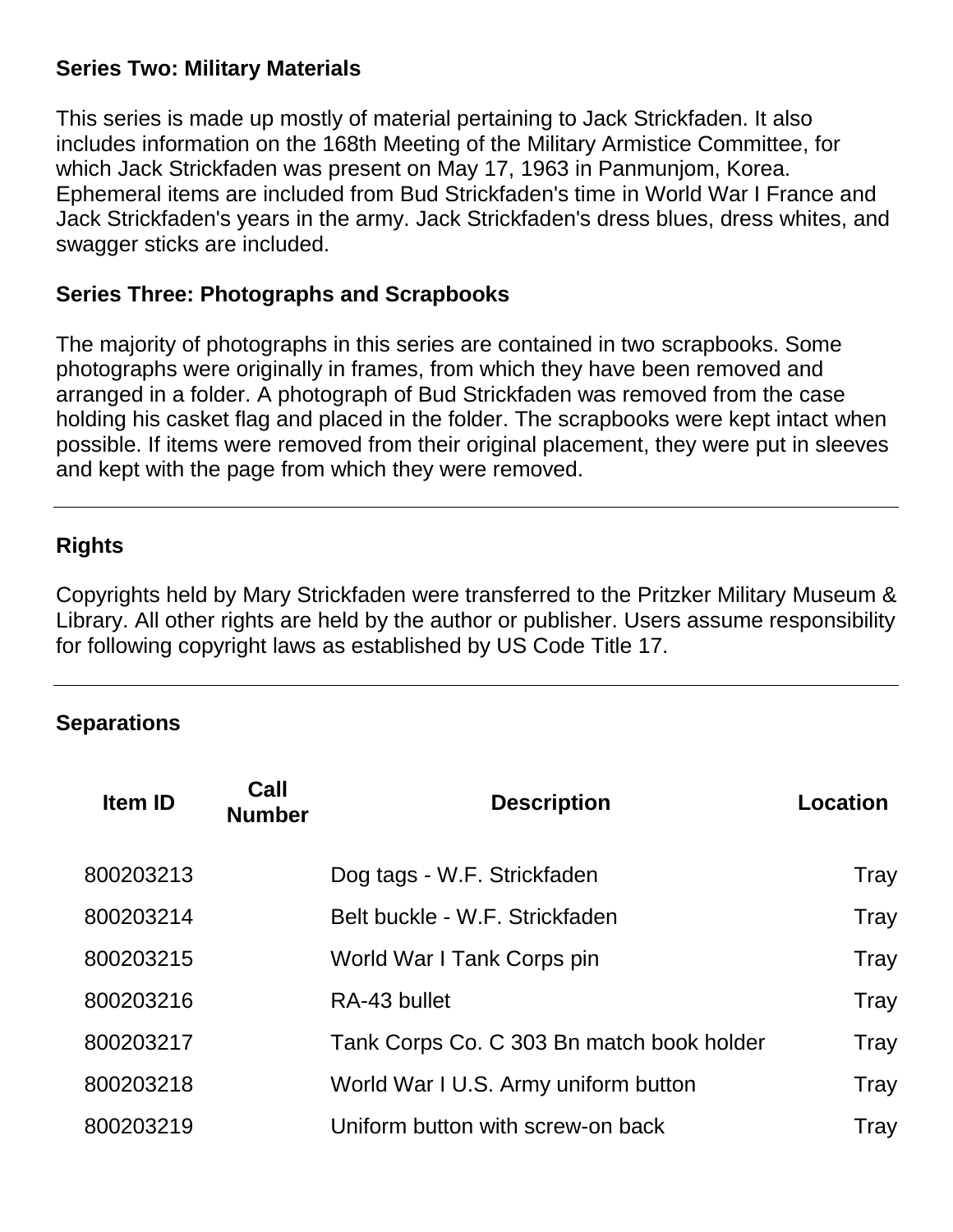### Series Two: Military Materials

This series is made up mostly of material pertaining to Jack Strickfaden. It also includes information on the 168th Meeting of the Military Armistice Committee, for which Jack Strickfaden was present on May 17, 1963 in Panmunjom, Korea. Ephemeral items are included from Bud Strickfaden's time in World War I France and Jack Strickfaden's years in the army. Jack Strickfaden's dress blues, dress whites, and swagger sticks are included.

### Series Three: Photographs and Scrapbooks

The majority of photographs in this series are contained in two scrapbooks. Some photographs were originally in frames, from which they have been removed and arranged in a folder. A photograph of Bud Strickfaden was removed from the case holding his casket flag and placed in the folder. The scrapbooks were kept intact when possible. If items were removed from their original placement, they were put in sleeves and kept with the page from which they were removed.

---

## Rights

Copyrights held by Mary Strickfaden were transferred to the Pritzker Military Museum & Library. All other rights are held by the author or publisher. Users assume responsibility for following copyright laws as established by US Code Title 17.

---

## Separations

| Item ID | Call Number | Description | Location |
|---|---|---|---|
| 800203213 | | Dog tags - W.F. Strickfaden | Tray |
| 800203214 | | Belt buckle - W.F. Strickfaden | Tray |
| 800203215 | | World War I Tank Corps pin | Tray |
| 800203216 | | RA-43 bullet | Tray |
| 800203217 | | Tank Corps Co. C 303 Bn match book holder | Tray |
| 800203218 | | World War I U.S. Army uniform button | Tray |
| 800203219 | | Uniform button with screw-on back | Tray |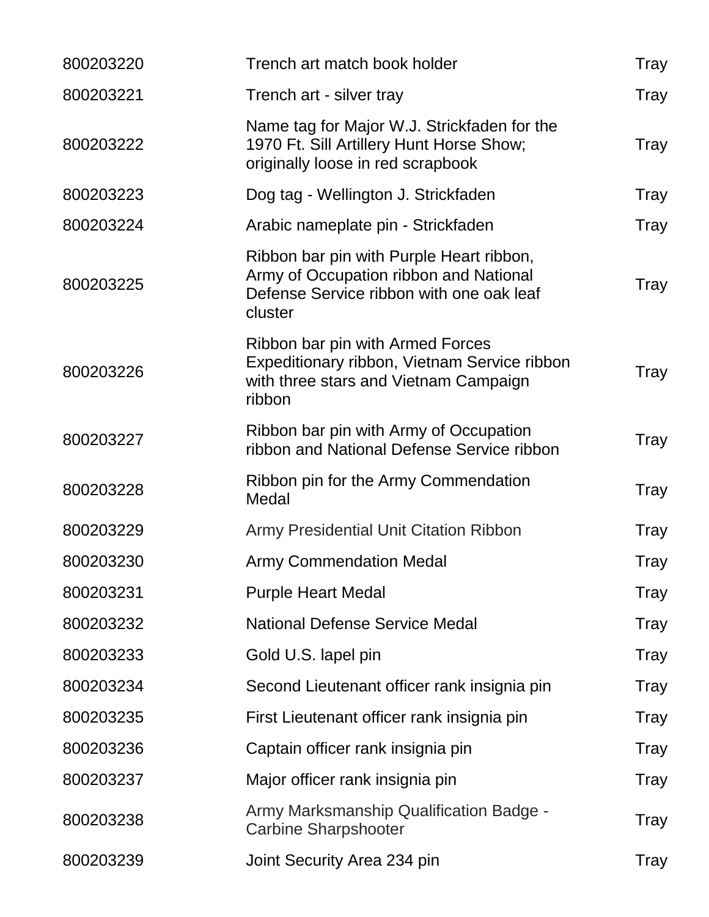| | | |
|---|---|---|
| 800203220 | Trench art match book holder | Tray |
| 800203221 | Trench art - silver tray | Tray |
| 800203222 | Name tag for Major W.J. Strickfaden for the 1970 Ft. Sill Artillery Hunt Horse Show; originally loose in red scrapbook | Tray |
| 800203223 | Dog tag - Wellington J. Strickfaden | Tray |
| 800203224 | Arabic nameplate pin - Strickfaden | Tray |
| 800203225 | Ribbon bar pin with Purple Heart ribbon, Army of Occupation ribbon and National Defense Service ribbon with one oak leaf cluster | Tray |
| 800203226 | Ribbon bar pin with Armed Forces Expeditionary ribbon, Vietnam Service ribbon with three stars and Vietnam Campaign ribbon | Tray |
| 800203227 | Ribbon bar pin with Army of Occupation ribbon and National Defense Service ribbon | Tray |
| 800203228 | Ribbon pin for the Army Commendation Medal | Tray |
| 800203229 | Army Presidential Unit Citation Ribbon | Tray |
| 800203230 | Army Commendation Medal | Tray |
| 800203231 | Purple Heart Medal | Tray |
| 800203232 | National Defense Service Medal | Tray |
| 800203233 | Gold U.S. lapel pin | Tray |
| 800203234 | Second Lieutenant officer rank insignia pin | Tray |
| 800203235 | First Lieutenant officer rank insignia pin | Tray |
| 800203236 | Captain officer rank insignia pin | Tray |
| 800203237 | Major officer rank insignia pin | Tray |
| 800203238 | Army Marksmanship Qualification Badge - Carbine Sharpshooter | Tray |
| 800203239 | Joint Security Area 234 pin | Tray |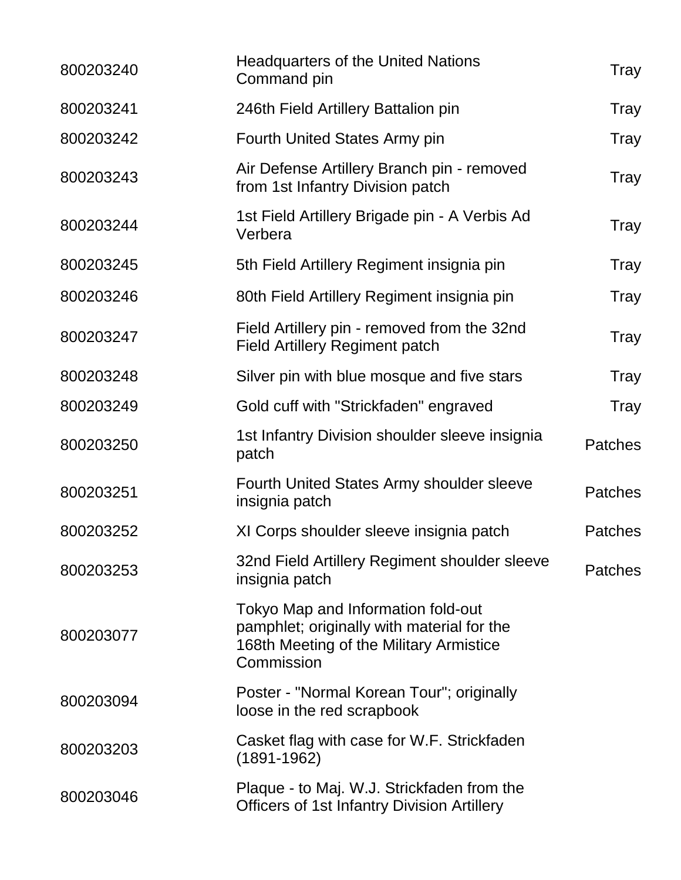| | | |
|---|---|---|
| 800203240 | Headquarters of the United Nations Command pin | Tray |
| 800203241 | 246th Field Artillery Battalion pin | Tray |
| 800203242 | Fourth United States Army pin | Tray |
| 800203243 | Air Defense Artillery Branch pin - removed from 1st Infantry Division patch | Tray |
| 800203244 | 1st Field Artillery Brigade pin - A Verbis Ad Verbera | Tray |
| 800203245 | 5th Field Artillery Regiment insignia pin | Tray |
| 800203246 | 80th Field Artillery Regiment insignia pin | Tray |
| 800203247 | Field Artillery pin - removed from the 32nd Field Artillery Regiment patch | Tray |
| 800203248 | Silver pin with blue mosque and five stars | Tray |
| 800203249 | Gold cuff with "Strickfaden" engraved | Tray |
| 800203250 | 1st Infantry Division shoulder sleeve insignia patch | Patches |
| 800203251 | Fourth United States Army shoulder sleeve insignia patch | Patches |
| 800203252 | XI Corps shoulder sleeve insignia patch | Patches |
| 800203253 | 32nd Field Artillery Regiment shoulder sleeve insignia patch | Patches |
| 800203077 | Tokyo Map and Information fold-out pamphlet; originally with material for the 168th Meeting of the Military Armistice Commission | |
| 800203094 | Poster - "Normal Korean Tour"; originally loose in the red scrapbook | |
| 800203203 | Casket flag with case for W.F. Strickfaden (1891-1962) | |
| 800203046 | Plaque - to Maj. W.J. Strickfaden from the Officers of 1st Infantry Division Artillery | |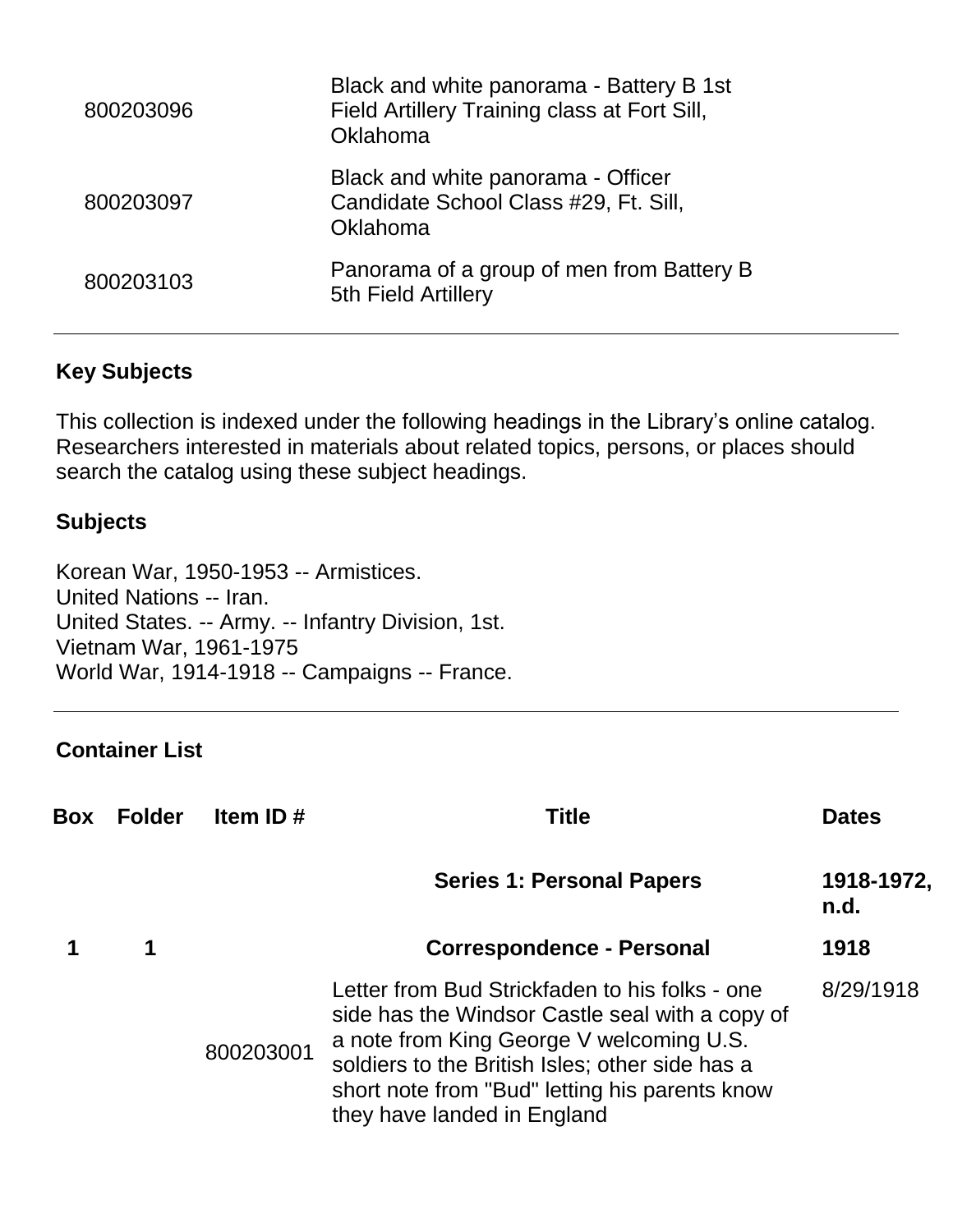| | |
|---|---|
| 800203096 | Black and white panorama - Battery B 1st Field Artillery Training class at Fort Sill, Oklahoma |
| 800203097 | Black and white panorama - Officer Candidate School Class #29, Ft. Sill, Oklahoma |
| 800203103 | Panorama of a group of men from Battery B 5th Field Artillery |

## Key Subjects

This collection is indexed under the following headings in the Library's online catalog. Researchers interested in materials about related topics, persons, or places should search the catalog using these subject headings.

### Subjects

Korean War, 1950-1953 -- Armistices.
United Nations -- Iran.
United States. -- Army. -- Infantry Division, 1st.
Vietnam War, 1961-1975
World War, 1914-1918 -- Campaigns -- France.

## Container List

| Box | Folder | Item ID # | Title | Dates |
|---|---|---|---|---|
| | | | **Series 1: Personal Papers** | **1918-1972, n.d.** |
| **1** | **1** | | **Correspondence - Personal** | **1918** |
| | | 800203001 | Letter from Bud Strickfaden to his folks - one side has the Windsor Castle seal with a copy of a note from King George V welcoming U.S. soldiers to the British Isles; other side has a short note from "Bud" letting his parents know they have landed in England | 8/29/1918 |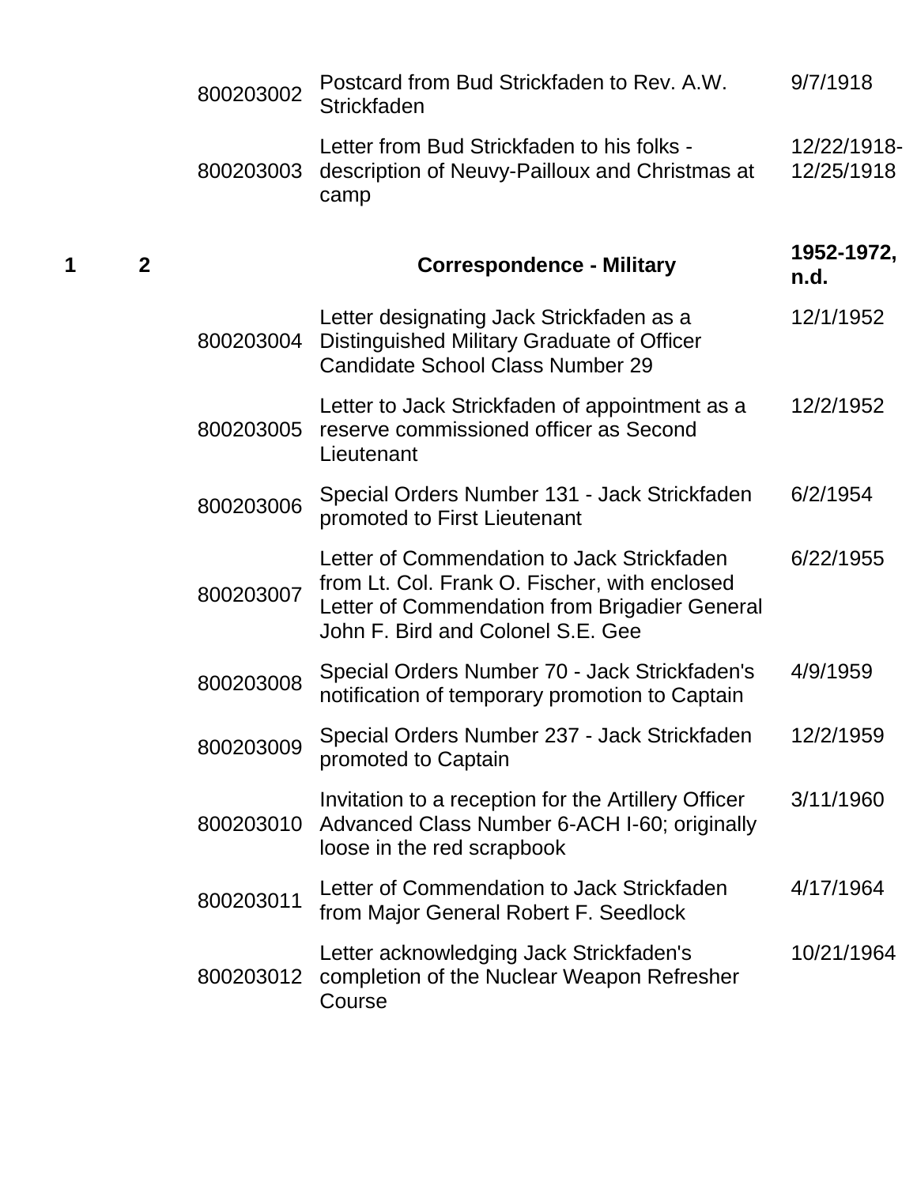| Box | Folder | Item ID | Description | Date |
| --- | --- | --- | --- | --- |
| | | 800203002 | Postcard from Bud Strickfaden to Rev. A.W. Strickfaden | 9/7/1918 |
| | | 800203003 | Letter from Bud Strickfaden to his folks - description of Neuvy-Pailloux and Christmas at camp | 12/22/1918-12/25/1918 |
| **1** | **2** | | **Correspondence - Military** | **1952-1972, n.d.** |
| | | 800203004 | Letter designating Jack Strickfaden as a Distinguished Military Graduate of Officer Candidate School Class Number 29 | 12/1/1952 |
| | | 800203005 | Letter to Jack Strickfaden of appointment as a reserve commissioned officer as Second Lieutenant | 12/2/1952 |
| | | 800203006 | Special Orders Number 131 - Jack Strickfaden promoted to First Lieutenant | 6/2/1954 |
| | | 800203007 | Letter of Commendation to Jack Strickfaden from Lt. Col. Frank O. Fischer, with enclosed Letter of Commendation from Brigadier General John F. Bird and Colonel S.E. Gee | 6/22/1955 |
| | | 800203008 | Special Orders Number 70 - Jack Strickfaden's notification of temporary promotion to Captain | 4/9/1959 |
| | | 800203009 | Special Orders Number 237 - Jack Strickfaden promoted to Captain | 12/2/1959 |
| | | 800203010 | Invitation to a reception for the Artillery Officer Advanced Class Number 6-ACH I-60; originally loose in the red scrapbook | 3/11/1960 |
| | | 800203011 | Letter of Commendation to Jack Strickfaden from Major General Robert F. Seedlock | 4/17/1964 |
| | | 800203012 | Letter acknowledging Jack Strickfaden's completion of the Nuclear Weapon Refresher Course | 10/21/1964 |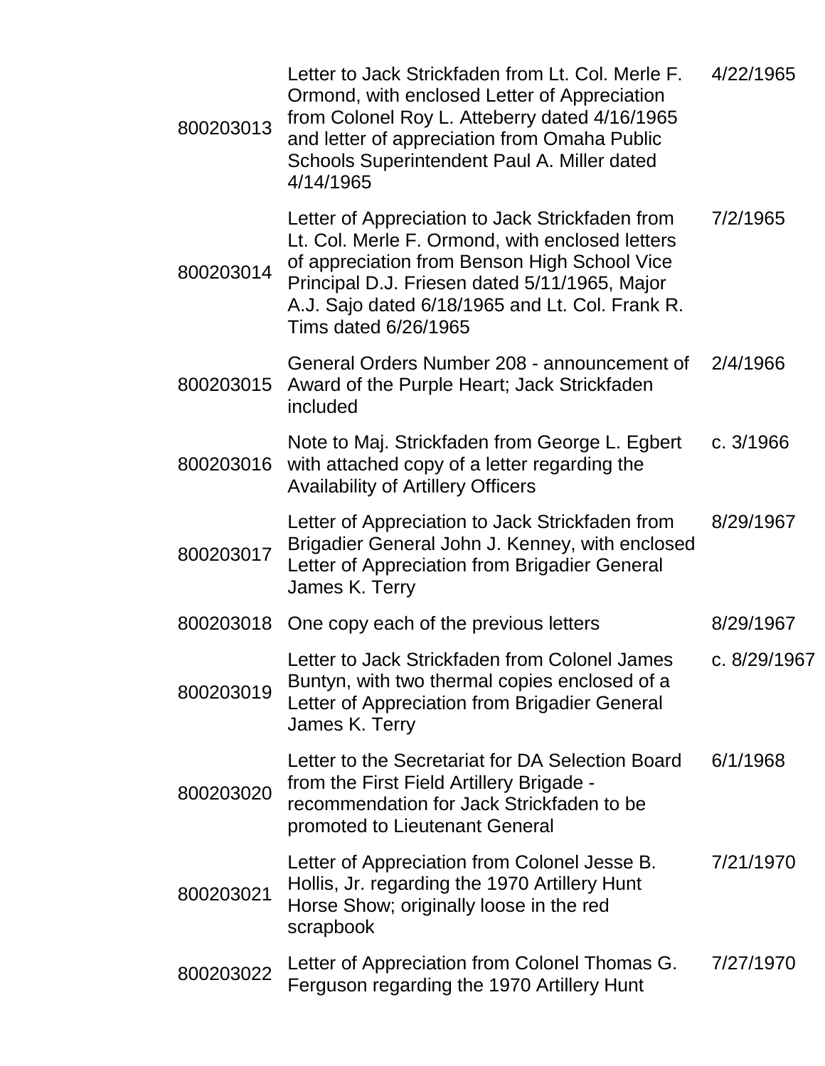| | | |
|---|---|---|
| 800203013 | Letter to Jack Strickfaden from Lt. Col. Merle F. Ormond, with enclosed Letter of Appreciation from Colonel Roy L. Atteberry dated 4/16/1965 and letter of appreciation from Omaha Public Schools Superintendent Paul A. Miller dated 4/14/1965 | 4/22/1965 |
| 800203014 | Letter of Appreciation to Jack Strickfaden from Lt. Col. Merle F. Ormond, with enclosed letters of appreciation from Benson High School Vice Principal D.J. Friesen dated 5/11/1965, Major A.J. Sajo dated 6/18/1965 and Lt. Col. Frank R. Tims dated 6/26/1965 | 7/2/1965 |
| 800203015 | General Orders Number 208 - announcement of Award of the Purple Heart; Jack Strickfaden included | 2/4/1966 |
| 800203016 | Note to Maj. Strickfaden from George L. Egbert with attached copy of a letter regarding the Availability of Artillery Officers | c. 3/1966 |
| 800203017 | Letter of Appreciation to Jack Strickfaden from Brigadier General John J. Kenney, with enclosed Letter of Appreciation from Brigadier General James K. Terry | 8/29/1967 |
| 800203018 | One copy each of the previous letters | 8/29/1967 |
| 800203019 | Letter to Jack Strickfaden from Colonel James Buntyn, with two thermal copies enclosed of a Letter of Appreciation from Brigadier General James K. Terry | c. 8/29/1967 |
| 800203020 | Letter to the Secretariat for DA Selection Board from the First Field Artillery Brigade - recommendation for Jack Strickfaden to be promoted to Lieutenant General | 6/1/1968 |
| 800203021 | Letter of Appreciation from Colonel Jesse B. Hollis, Jr. regarding the 1970 Artillery Hunt Horse Show; originally loose in the red scrapbook | 7/21/1970 |
| 800203022 | Letter of Appreciation from Colonel Thomas G. Ferguson regarding the 1970 Artillery Hunt | 7/27/1970 |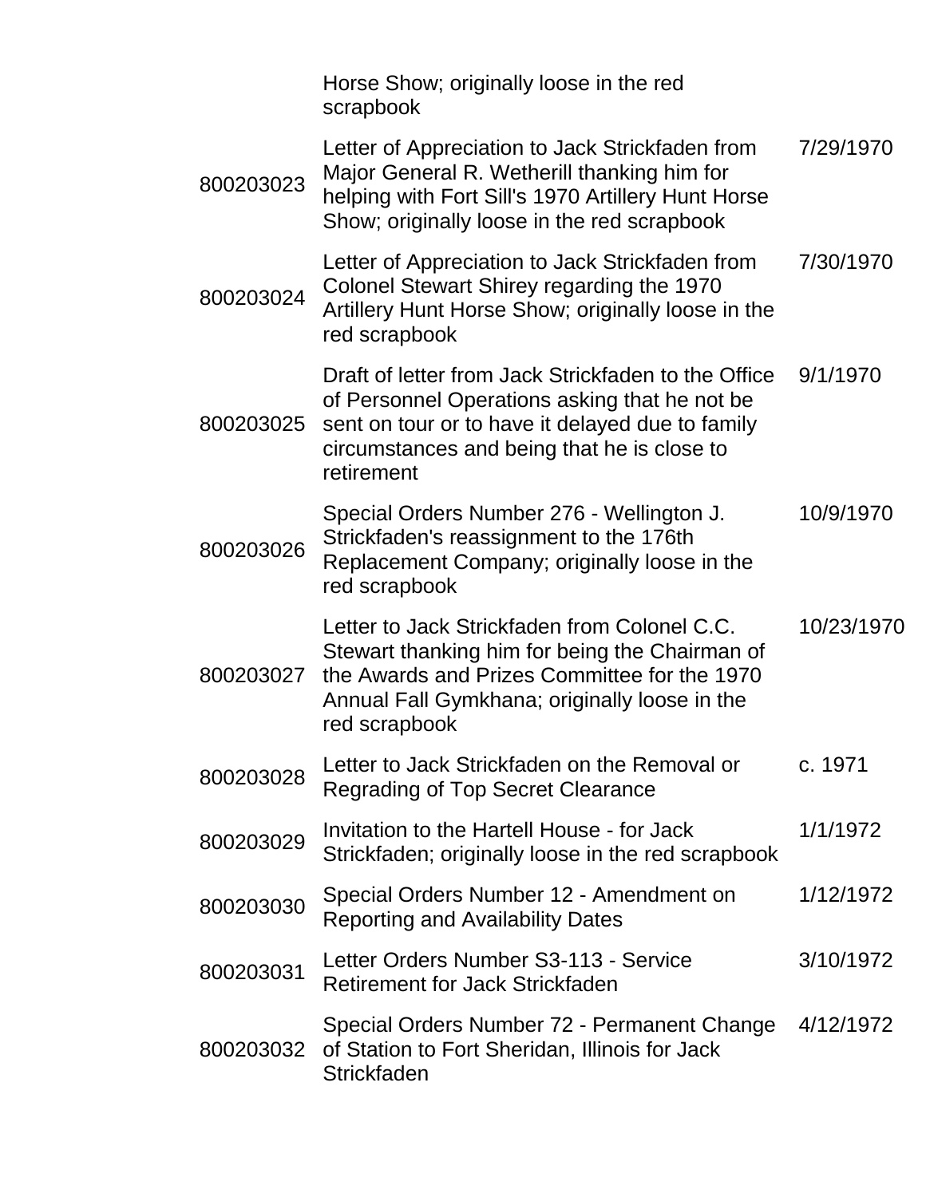| | | |
|---|---|---|
| | Horse Show; originally loose in the red scrapbook | |
| 800203023 | Letter of Appreciation to Jack Strickfaden from Major General R. Wetherill thanking him for helping with Fort Sill's 1970 Artillery Hunt Horse Show; originally loose in the red scrapbook | 7/29/1970 |
| 800203024 | Letter of Appreciation to Jack Strickfaden from Colonel Stewart Shirey regarding the 1970 Artillery Hunt Horse Show; originally loose in the red scrapbook | 7/30/1970 |
| 800203025 | Draft of letter from Jack Strickfaden to the Office of Personnel Operations asking that he not be sent on tour or to have it delayed due to family circumstances and being that he is close to retirement | 9/1/1970 |
| 800203026 | Special Orders Number 276 - Wellington J. Strickfaden's reassignment to the 176th Replacement Company; originally loose in the red scrapbook | 10/9/1970 |
| 800203027 | Letter to Jack Strickfaden from Colonel C.C. Stewart thanking him for being the Chairman of the Awards and Prizes Committee for the 1970 Annual Fall Gymkhana; originally loose in the red scrapbook | 10/23/1970 |
| 800203028 | Letter to Jack Strickfaden on the Removal or Regrading of Top Secret Clearance | c. 1971 |
| 800203029 | Invitation to the Hartell House - for Jack Strickfaden; originally loose in the red scrapbook | 1/1/1972 |
| 800203030 | Special Orders Number 12 - Amendment on Reporting and Availability Dates | 1/12/1972 |
| 800203031 | Letter Orders Number S3-113 - Service Retirement for Jack Strickfaden | 3/10/1972 |
| 800203032 | Special Orders Number 72 - Permanent Change of Station to Fort Sheridan, Illinois for Jack Strickfaden | 4/12/1972 |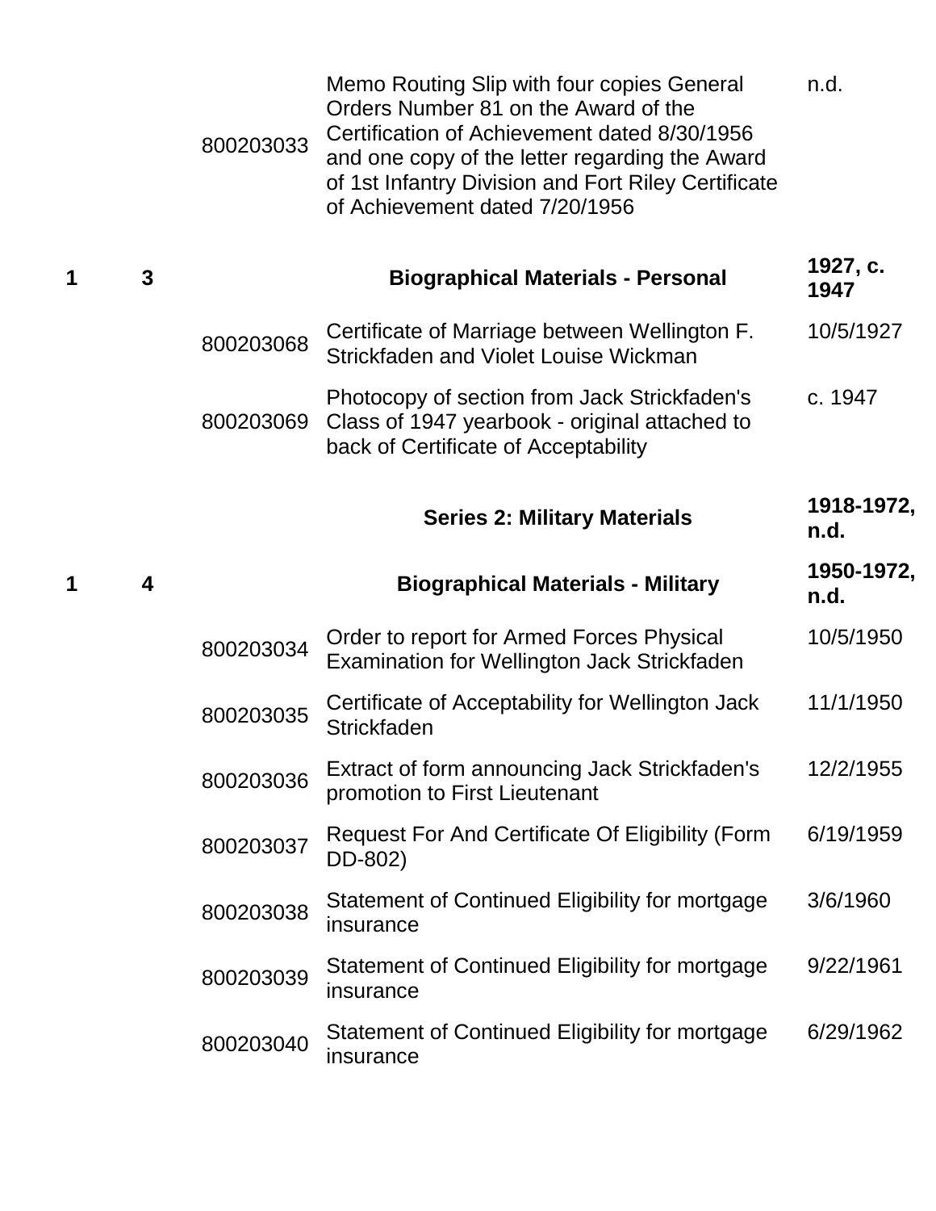| Box | Folder | Item ID | Description | Date |
|---|---|---|---|---|
| | | 800203033 | Memo Routing Slip with four copies General Orders Number 81 on the Award of the Certification of Achievement dated 8/30/1956 and one copy of the letter regarding the Award of 1st Infantry Division and Fort Riley Certificate of Achievement dated 7/20/1956 | n.d. |
| **1** | **3** | | **Biographical Materials - Personal** | **1927, c. 1947** |
| | | 800203068 | Certificate of Marriage between Wellington F. Strickfaden and Violet Louise Wickman | 10/5/1927 |
| | | 800203069 | Photocopy of section from Jack Strickfaden's Class of 1947 yearbook - original attached to back of Certificate of Acceptability | c. 1947 |
| | | | **Series 2: Military Materials** | **1918-1972, n.d.** |
| **1** | **4** | | **Biographical Materials - Military** | **1950-1972, n.d.** |
| | | 800203034 | Order to report for Armed Forces Physical Examination for Wellington Jack Strickfaden | 10/5/1950 |
| | | 800203035 | Certificate of Acceptability for Wellington Jack Strickfaden | 11/1/1950 |
| | | 800203036 | Extract of form announcing Jack Strickfaden's promotion to First Lieutenant | 12/2/1955 |
| | | 800203037 | Request For And Certificate Of Eligibility (Form DD-802) | 6/19/1959 |
| | | 800203038 | Statement of Continued Eligibility for mortgage insurance | 3/6/1960 |
| | | 800203039 | Statement of Continued Eligibility for mortgage insurance | 9/22/1961 |
| | | 800203040 | Statement of Continued Eligibility for mortgage insurance | 6/29/1962 |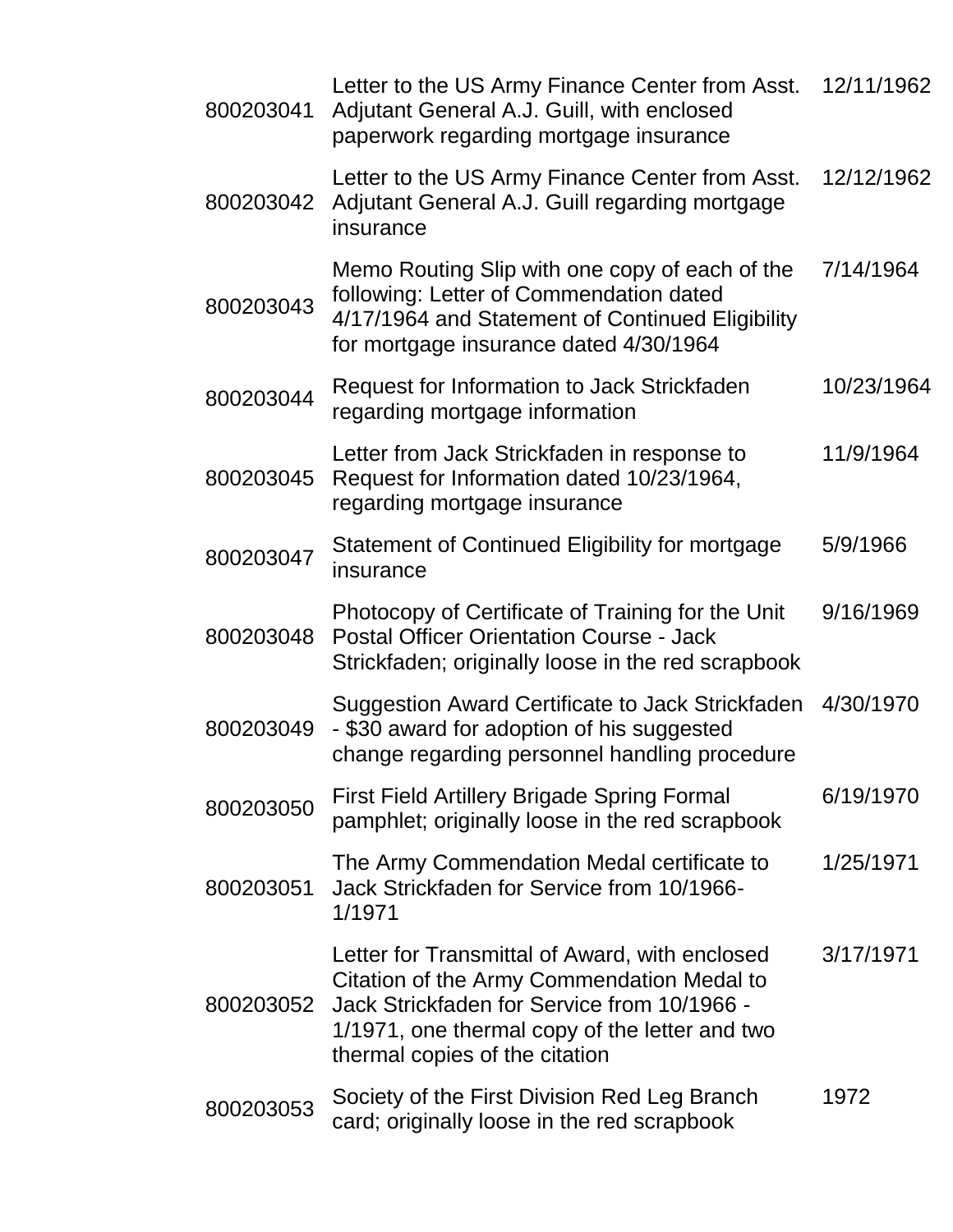| | | |
|---|---|---|
| 800203041 | Letter to the US Army Finance Center from Asst. Adjutant General A.J. Guill, with enclosed paperwork regarding mortgage insurance | 12/11/1962 |
| 800203042 | Letter to the US Army Finance Center from Asst. Adjutant General A.J. Guill regarding mortgage insurance | 12/12/1962 |
| 800203043 | Memo Routing Slip with one copy of each of the following: Letter of Commendation dated 4/17/1964 and Statement of Continued Eligibility for mortgage insurance dated 4/30/1964 | 7/14/1964 |
| 800203044 | Request for Information to Jack Strickfaden regarding mortgage information | 10/23/1964 |
| 800203045 | Letter from Jack Strickfaden in response to Request for Information dated 10/23/1964, regarding mortgage insurance | 11/9/1964 |
| 800203047 | Statement of Continued Eligibility for mortgage insurance | 5/9/1966 |
| 800203048 | Photocopy of Certificate of Training for the Unit Postal Officer Orientation Course - Jack Strickfaden; originally loose in the red scrapbook | 9/16/1969 |
| 800203049 | Suggestion Award Certificate to Jack Strickfaden - $30 award for adoption of his suggested change regarding personnel handling procedure | 4/30/1970 |
| 800203050 | First Field Artillery Brigade Spring Formal pamphlet; originally loose in the red scrapbook | 6/19/1970 |
| 800203051 | The Army Commendation Medal certificate to Jack Strickfaden for Service from 10/1966-1/1971 | 1/25/1971 |
| 800203052 | Letter for Transmittal of Award, with enclosed Citation of the Army Commendation Medal to Jack Strickfaden for Service from 10/1966 - 1/1971, one thermal copy of the letter and two thermal copies of the citation | 3/17/1971 |
| 800203053 | Society of the First Division Red Leg Branch card; originally loose in the red scrapbook | 1972 |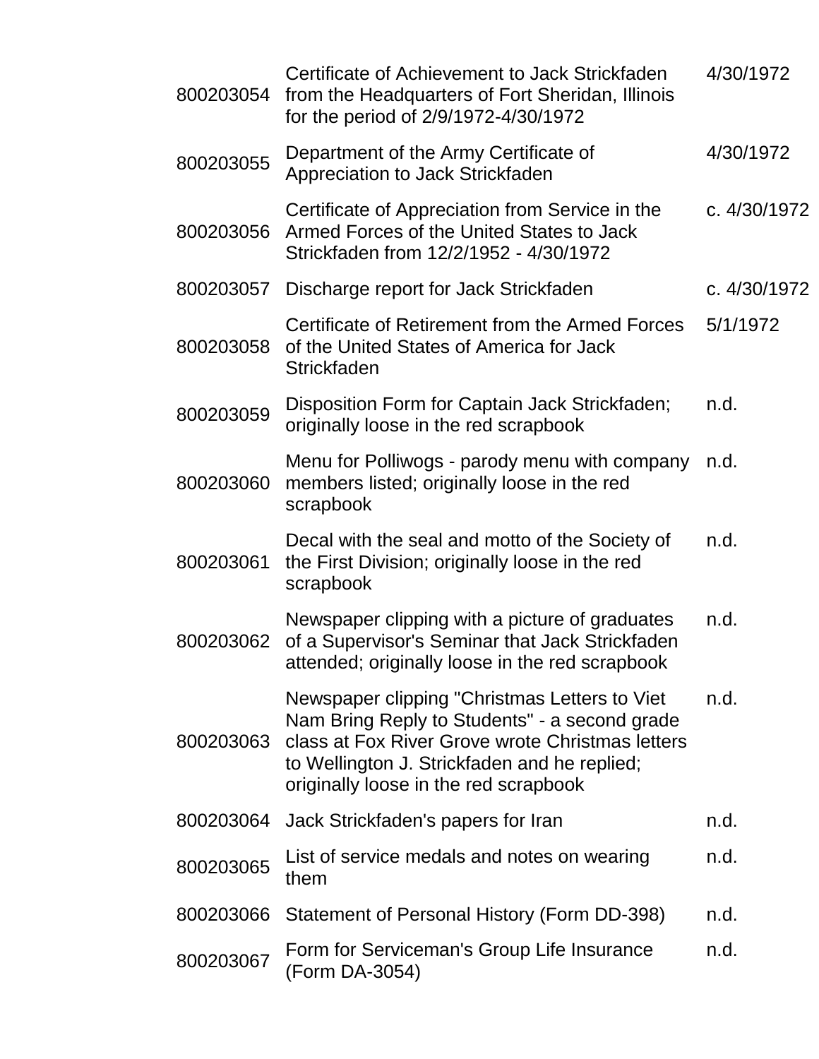| | | |
|---|---|---|
| 800203054 | Certificate of Achievement to Jack Strickfaden from the Headquarters of Fort Sheridan, Illinois for the period of 2/9/1972-4/30/1972 | 4/30/1972 |
| 800203055 | Department of the Army Certificate of Appreciation to Jack Strickfaden | 4/30/1972 |
| 800203056 | Certificate of Appreciation from Service in the Armed Forces of the United States to Jack Strickfaden from 12/2/1952 - 4/30/1972 | c. 4/30/1972 |
| 800203057 | Discharge report for Jack Strickfaden | c. 4/30/1972 |
| 800203058 | Certificate of Retirement from the Armed Forces of the United States of America for Jack Strickfaden | 5/1/1972 |
| 800203059 | Disposition Form for Captain Jack Strickfaden; originally loose in the red scrapbook | n.d. |
| 800203060 | Menu for Polliwogs - parody menu with company members listed; originally loose in the red scrapbook | n.d. |
| 800203061 | Decal with the seal and motto of the Society of the First Division; originally loose in the red scrapbook | n.d. |
| 800203062 | Newspaper clipping with a picture of graduates of a Supervisor's Seminar that Jack Strickfaden attended; originally loose in the red scrapbook | n.d. |
| 800203063 | Newspaper clipping "Christmas Letters to Viet Nam Bring Reply to Students" - a second grade class at Fox River Grove wrote Christmas letters to Wellington J. Strickfaden and he replied; originally loose in the red scrapbook | n.d. |
| 800203064 | Jack Strickfaden's papers for Iran | n.d. |
| 800203065 | List of service medals and notes on wearing them | n.d. |
| 800203066 | Statement of Personal History (Form DD-398) | n.d. |
| 800203067 | Form for Serviceman's Group Life Insurance (Form DA-3054) | n.d. |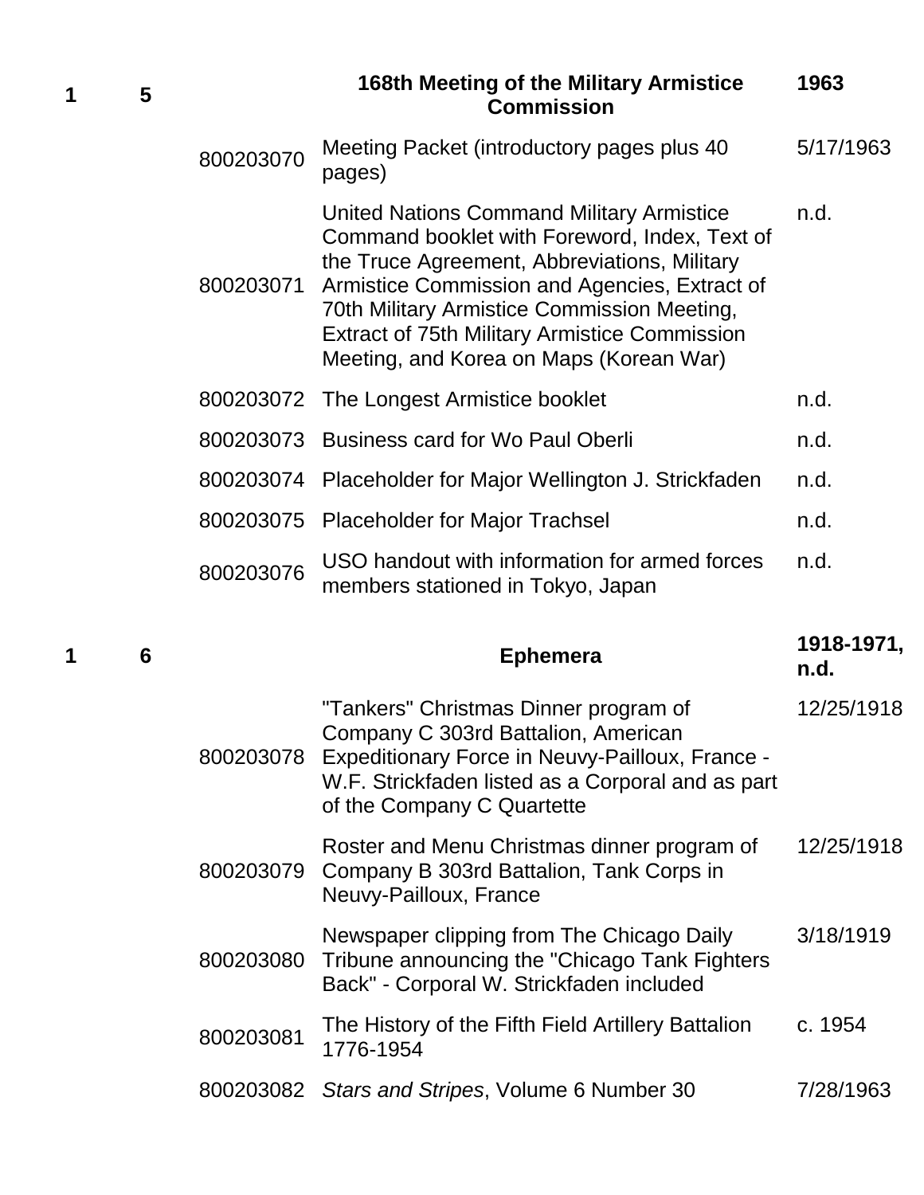| Box | Folder | Item ID | Title | Date |
|---|---|---|---|---|
| 1 | 5 | | **168th Meeting of the Military Armistice Commission** | **1963** |
| | | 800203070 | Meeting Packet (introductory pages plus 40 pages) | 5/17/1963 |
| | | 800203071 | United Nations Command Military Armistice Command booklet with Foreword, Index, Text of the Truce Agreement, Abbreviations, Military Armistice Commission and Agencies, Extract of 70th Military Armistice Commission Meeting, Extract of 75th Military Armistice Commission Meeting, and Korea on Maps (Korean War) | n.d. |
| | | 800203072 | The Longest Armistice booklet | n.d. |
| | | 800203073 | Business card for Wo Paul Oberli | n.d. |
| | | 800203074 | Placeholder for Major Wellington J. Strickfaden | n.d. |
| | | 800203075 | Placeholder for Major Trachsel | n.d. |
| | | 800203076 | USO handout with information for armed forces members stationed in Tokyo, Japan | n.d. |
| 1 | 6 | | **Ephemera** | **1918-1971, n.d.** |
| | | 800203078 | "Tankers" Christmas Dinner program of Company C 303rd Battalion, American Expeditionary Force in Neuvy-Pailloux, France - W.F. Strickfaden listed as a Corporal and as part of the Company C Quartette | 12/25/1918 |
| | | 800203079 | Roster and Menu Christmas dinner program of Company B 303rd Battalion, Tank Corps in Neuvy-Pailloux, France | 12/25/1918 |
| | | 800203080 | Newspaper clipping from The Chicago Daily Tribune announcing the "Chicago Tank Fighters Back" - Corporal W. Strickfaden included | 3/18/1919 |
| | | 800203081 | The History of the Fifth Field Artillery Battalion 1776-1954 | c. 1954 |
| | | 800203082 | *Stars and Stripes*, Volume 6 Number 30 | 7/28/1963 |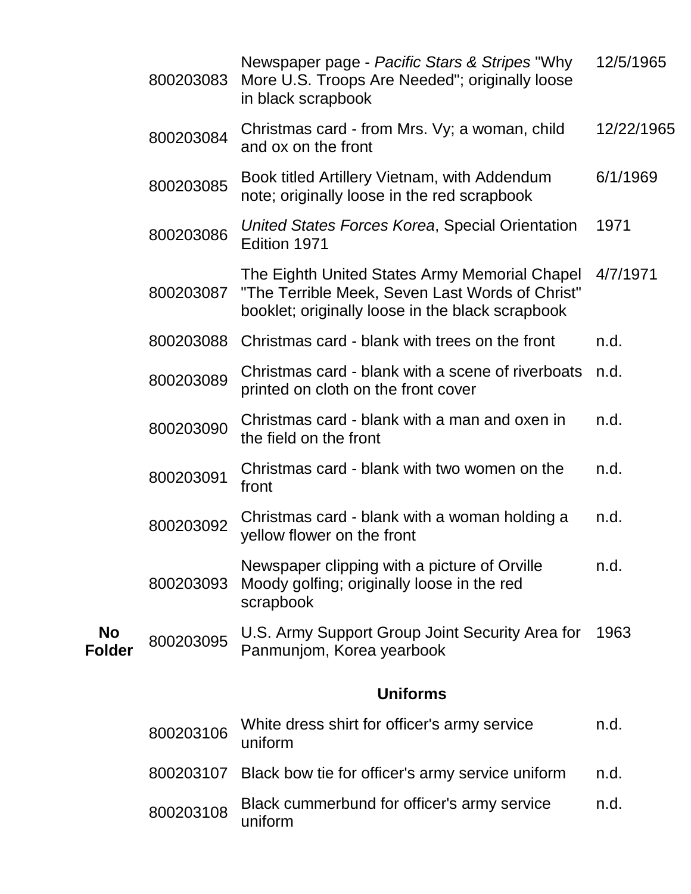| | | | |
|---|---|---|---|
| | 800203083 | Newspaper page - *Pacific Stars & Stripes* "Why More U.S. Troops Are Needed"; originally loose in black scrapbook | 12/5/1965 |
| | 800203084 | Christmas card - from Mrs. Vy; a woman, child and ox on the front | 12/22/1965 |
| | 800203085 | Book titled Artillery Vietnam, with Addendum note; originally loose in the red scrapbook | 6/1/1969 |
| | 800203086 | *United States Forces Korea*, Special Orientation Edition 1971 | 1971 |
| | 800203087 | The Eighth United States Army Memorial Chapel "The Terrible Meek, Seven Last Words of Christ" booklet; originally loose in the black scrapbook | 4/7/1971 |
| | 800203088 | Christmas card - blank with trees on the front | n.d. |
| | 800203089 | Christmas card - blank with a scene of riverboats printed on cloth on the front cover | n.d. |
| | 800203090 | Christmas card - blank with a man and oxen in the field on the front | n.d. |
| | 800203091 | Christmas card - blank with two women on the front | n.d. |
| | 800203092 | Christmas card - blank with a woman holding a yellow flower on the front | n.d. |
| | 800203093 | Newspaper clipping with a picture of Orville Moody golfing; originally loose in the red scrapbook | n.d. |
| **No Folder** | 800203095 | U.S. Army Support Group Joint Security Area for Panmunjom, Korea yearbook | 1963 |

### Uniforms

| | | |
|---|---|---|
| 800203106 | White dress shirt for officer's army service uniform | n.d. |
| 800203107 | Black bow tie for officer's army service uniform | n.d. |
| 800203108 | Black cummerbund for officer's army service uniform | n.d. |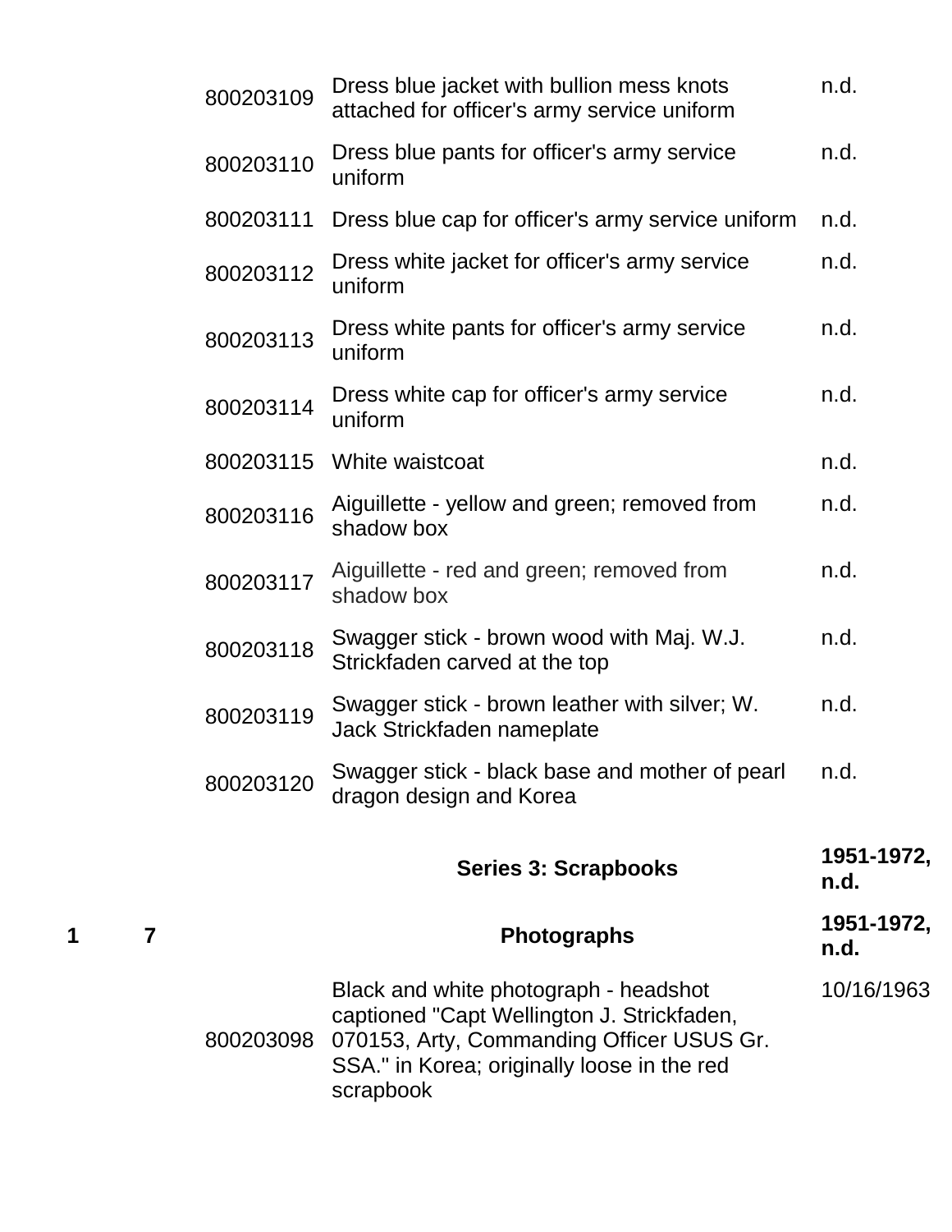| | | | | |
|---|---|---|---|---|
| | | 800203109 | Dress blue jacket with bullion mess knots attached for officer's army service uniform | n.d. |
| | | 800203110 | Dress blue pants for officer's army service uniform | n.d. |
| | | 800203111 | Dress blue cap for officer's army service uniform | n.d. |
| | | 800203112 | Dress white jacket for officer's army service uniform | n.d. |
| | | 800203113 | Dress white pants for officer's army service uniform | n.d. |
| | | 800203114 | Dress white cap for officer's army service uniform | n.d. |
| | | 800203115 | White waistcoat | n.d. |
| | | 800203116 | Aiguillette - yellow and green; removed from shadow box | n.d. |
| | | 800203117 | Aiguillette - red and green; removed from shadow box | n.d. |
| | | 800203118 | Swagger stick - brown wood with Maj. W.J. Strickfaden carved at the top | n.d. |
| | | 800203119 | Swagger stick - brown leather with silver; W. Jack Strickfaden nameplate | n.d. |
| | | 800203120 | Swagger stick - black base and mother of pearl dragon design and Korea | n.d. |
| | | | **Series 3: Scrapbooks** | **1951-1972, n.d.** |
| **1** | **7** | | **Photographs** | **1951-1972, n.d.** |
| | | 800203098 | Black and white photograph - headshot captioned "Capt Wellington J. Strickfaden, 070153, Arty, Commanding Officer USUS Gr. SSA." in Korea; originally loose in the red scrapbook | 10/16/1963 |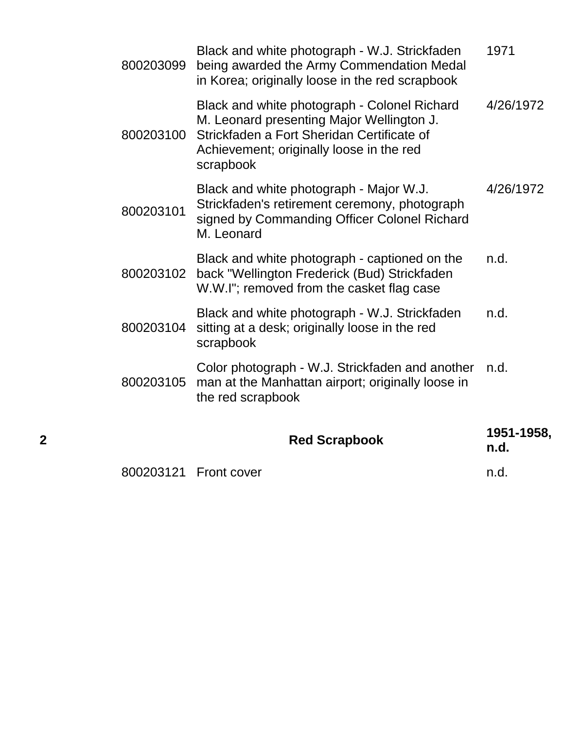| | | | |
|---|---|---|---|
| | 800203099 | Black and white photograph - W.J. Strickfaden being awarded the Army Commendation Medal in Korea; originally loose in the red scrapbook | 1971 |
| | 800203100 | Black and white photograph - Colonel Richard M. Leonard presenting Major Wellington J. Strickfaden a Fort Sheridan Certificate of Achievement; originally loose in the red scrapbook | 4/26/1972 |
| | 800203101 | Black and white photograph - Major W.J. Strickfaden's retirement ceremony, photograph signed by Commanding Officer Colonel Richard M. Leonard | 4/26/1972 |
| | 800203102 | Black and white photograph - captioned on the back "Wellington Frederick (Bud) Strickfaden W.W.I"; removed from the casket flag case | n.d. |
| | 800203104 | Black and white photograph - W.J. Strickfaden sitting at a desk; originally loose in the red scrapbook | n.d. |
| | 800203105 | Color photograph - W.J. Strickfaden and another man at the Manhattan airport; originally loose in the red scrapbook | n.d. |
| **2** | | **Red Scrapbook** | **1951-1958, n.d.** |
| | 800203121 | Front cover | n.d. |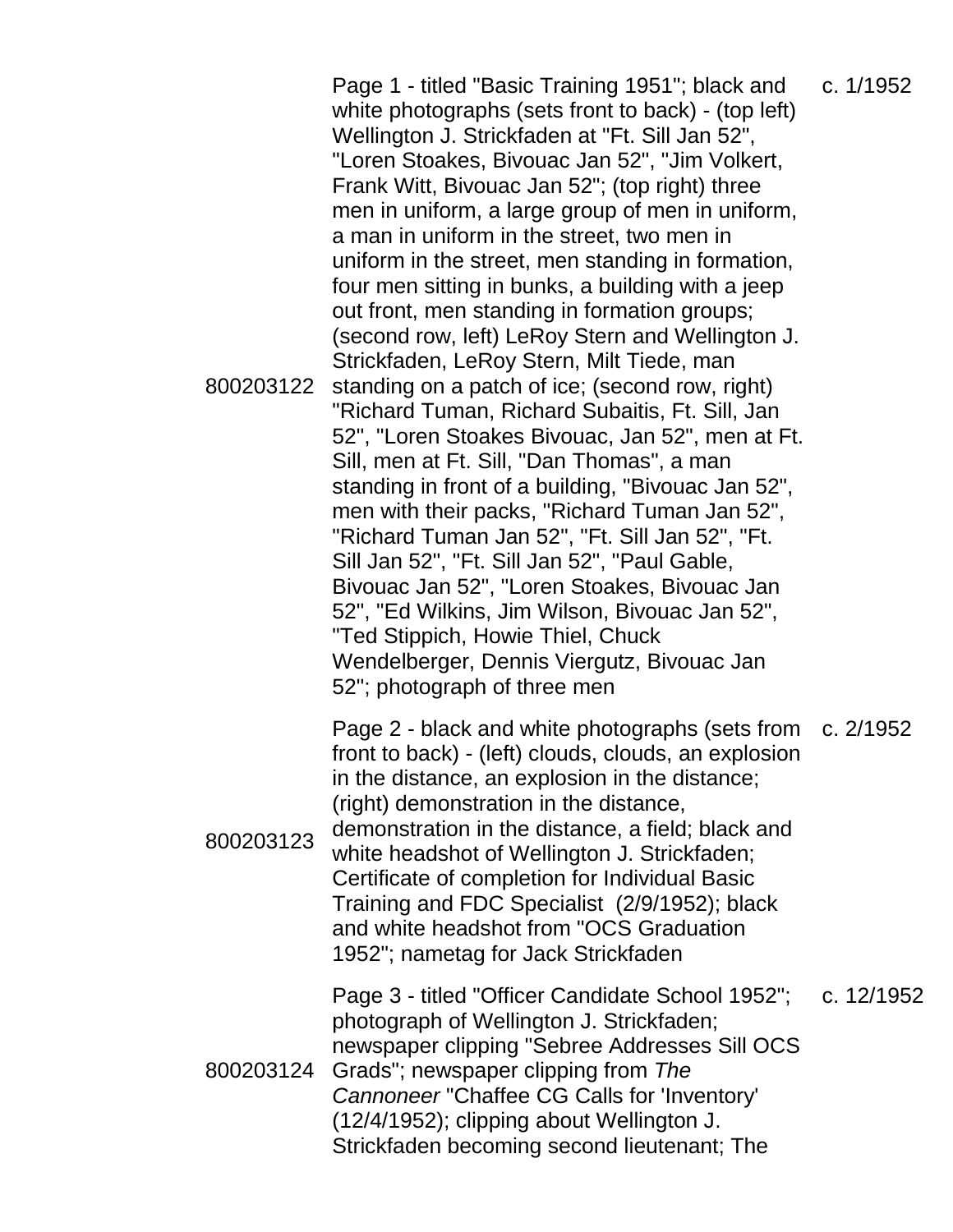| | | |
|---|---|---|
| 800203122 | Page 1 - titled "Basic Training 1951"; black and white photographs (sets front to back) - (top left) Wellington J. Strickfaden at "Ft. Sill Jan 52", "Loren Stoakes, Bivouac Jan 52", "Jim Volkert, Frank Witt, Bivouac Jan 52"; (top right) three men in uniform, a large group of men in uniform, a man in uniform in the street, two men in uniform in the street, men standing in formation, four men sitting in bunks, a building with a jeep out front, men standing in formation groups; (second row, left) LeRoy Stern and Wellington J. Strickfaden, LeRoy Stern, Milt Tiede, man standing on a patch of ice; (second row, right) "Richard Tuman, Richard Subaitis, Ft. Sill, Jan 52", "Loren Stoakes Bivouac, Jan 52", men at Ft. Sill, men at Ft. Sill, "Dan Thomas", a man standing in front of a building, "Bivouac Jan 52", men with their packs, "Richard Tuman Jan 52", "Richard Tuman Jan 52", "Ft. Sill Jan 52", "Ft. Sill Jan 52", "Ft. Sill Jan 52", "Paul Gable, Bivouac Jan 52", "Loren Stoakes, Bivouac Jan 52", "Ed Wilkins, Jim Wilson, Bivouac Jan 52", "Ted Stippich, Howie Thiel, Chuck Wendelberger, Dennis Viergutz, Bivouac Jan 52"; photograph of three men | c. 1/1952 |
| 800203123 | Page 2 - black and white photographs (sets from front to back) - (left) clouds, clouds, an explosion in the distance, an explosion in the distance; (right) demonstration in the distance, demonstration in the distance, a field; black and white headshot of Wellington J. Strickfaden; Certificate of completion for Individual Basic Training and FDC Specialist (2/9/1952); black and white headshot from "OCS Graduation 1952"; nametag for Jack Strickfaden | c. 2/1952 |
| 800203124 | Page 3 - titled "Officer Candidate School 1952"; photograph of Wellington J. Strickfaden; newspaper clipping "Sebree Addresses Sill OCS Grads"; newspaper clipping from *The Cannoneer* "Chaffee CG Calls for 'Inventory' (12/4/1952); clipping about Wellington J. Strickfaden becoming second lieutenant; The | c. 12/1952 |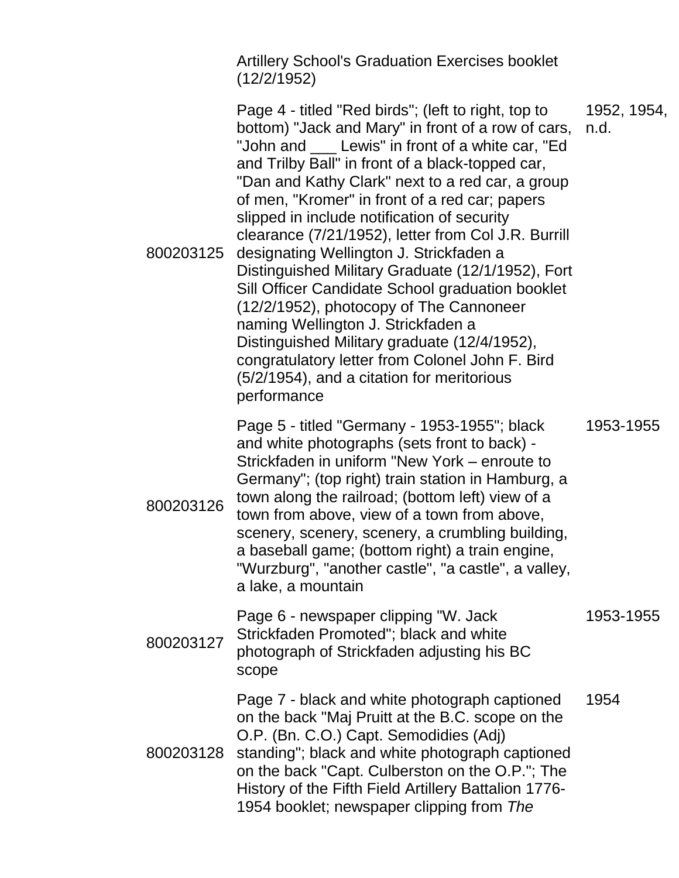| | Artillery School's Graduation Exercises booklet (12/2/1952) | |
|---|---|---|
| 800203125 | Page 4 - titled "Red birds"; (left to right, top to bottom) "Jack and Mary" in front of a row of cars, "John and ___ Lewis" in front of a white car, "Ed and Trilby Ball" in front of a black-topped car, "Dan and Kathy Clark" next to a red car, a group of men, "Kromer" in front of a red car; papers slipped in include notification of security clearance (7/21/1952), letter from Col J.R. Burrill designating Wellington J. Strickfaden a Distinguished Military Graduate (12/1/1952), Fort Sill Officer Candidate School graduation booklet (12/2/1952), photocopy of The Cannoneer naming Wellington J. Strickfaden a Distinguished Military graduate (12/4/1952), congratulatory letter from Colonel John F. Bird (5/2/1954), and a citation for meritorious performance | 1952, 1954, n.d. |
| 800203126 | Page 5 - titled "Germany - 1953-1955"; black and white photographs (sets front to back) - Strickfaden in uniform "New York – enroute to Germany"; (top right) train station in Hamburg, a town along the railroad; (bottom left) view of a town from above, view of a town from above, scenery, scenery, scenery, a crumbling building, a baseball game; (bottom right) a train engine, "Wurzburg", "another castle", "a castle", a valley, a lake, a mountain | 1953-1955 |
| 800203127 | Page 6 - newspaper clipping "W. Jack Strickfaden Promoted"; black and white photograph of Strickfaden adjusting his BC scope | 1953-1955 |
| 800203128 | Page 7 - black and white photograph captioned on the back "Maj Pruitt at the B.C. scope on the O.P. (Bn. C.O.) Capt. Semodidies (Adj) standing"; black and white photograph captioned on the back "Capt. Culberston on the O.P."; The History of the Fifth Field Artillery Battalion 1776-1954 booklet; newspaper clipping from *The* | 1954 |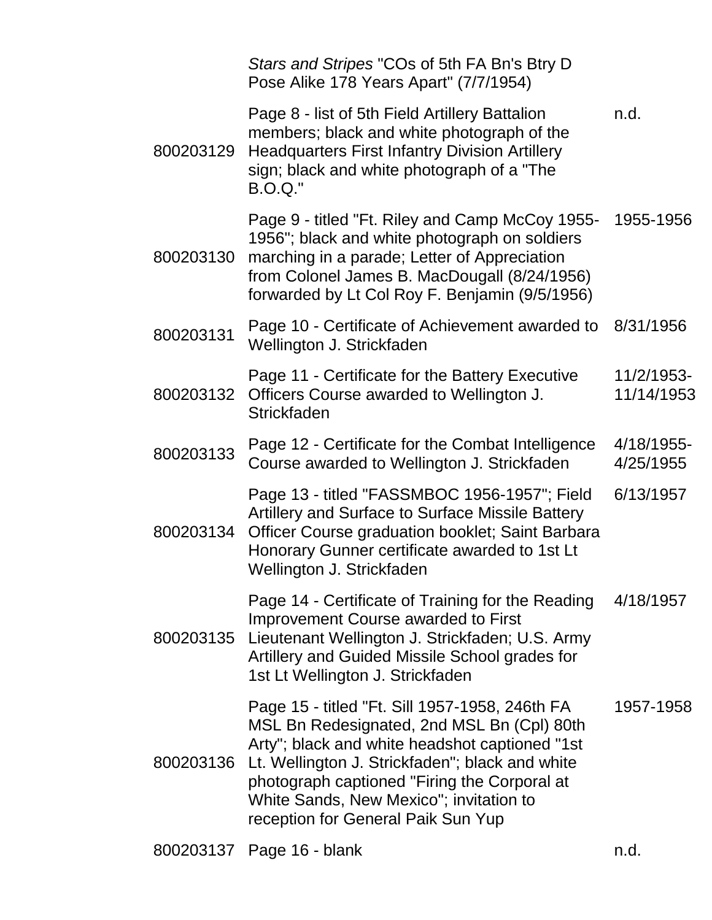| | | |
|---|---|---|
| | *Stars and Stripes* "COs of 5th FA Bn's Btry D Pose Alike 178 Years Apart" (7/7/1954) | |
| 800203129 | Page 8 - list of 5th Field Artillery Battalion members; black and white photograph of the Headquarters First Infantry Division Artillery sign; black and white photograph of a "The B.O.Q." | n.d. |
| 800203130 | Page 9 - titled "Ft. Riley and Camp McCoy 1955-1956"; black and white photograph on soldiers marching in a parade; Letter of Appreciation from Colonel James B. MacDougall (8/24/1956) forwarded by Lt Col Roy F. Benjamin (9/5/1956) | 1955-1956 |
| 800203131 | Page 10 - Certificate of Achievement awarded to Wellington J. Strickfaden | 8/31/1956 |
| 800203132 | Page 11 - Certificate for the Battery Executive Officers Course awarded to Wellington J. Strickfaden | 11/2/1953-11/14/1953 |
| 800203133 | Page 12 - Certificate for the Combat Intelligence Course awarded to Wellington J. Strickfaden | 4/18/1955-4/25/1955 |
| 800203134 | Page 13 - titled "FASSMBOC 1956-1957"; Field Artillery and Surface to Surface Missile Battery Officer Course graduation booklet; Saint Barbara Honorary Gunner certificate awarded to 1st Lt Wellington J. Strickfaden | 6/13/1957 |
| 800203135 | Page 14 - Certificate of Training for the Reading Improvement Course awarded to First Lieutenant Wellington J. Strickfaden; U.S. Army Artillery and Guided Missile School grades for 1st Lt Wellington J. Strickfaden | 4/18/1957 |
| 800203136 | Page 15 - titled "Ft. Sill 1957-1958, 246th FA MSL Bn Redesignated, 2nd MSL Bn (Cpl) 80th Arty"; black and white headshot captioned "1st Lt. Wellington J. Strickfaden"; black and white photograph captioned "Firing the Corporal at White Sands, New Mexico"; invitation to reception for General Paik Sun Yup | 1957-1958 |
| 800203137 | Page 16 - blank | n.d. |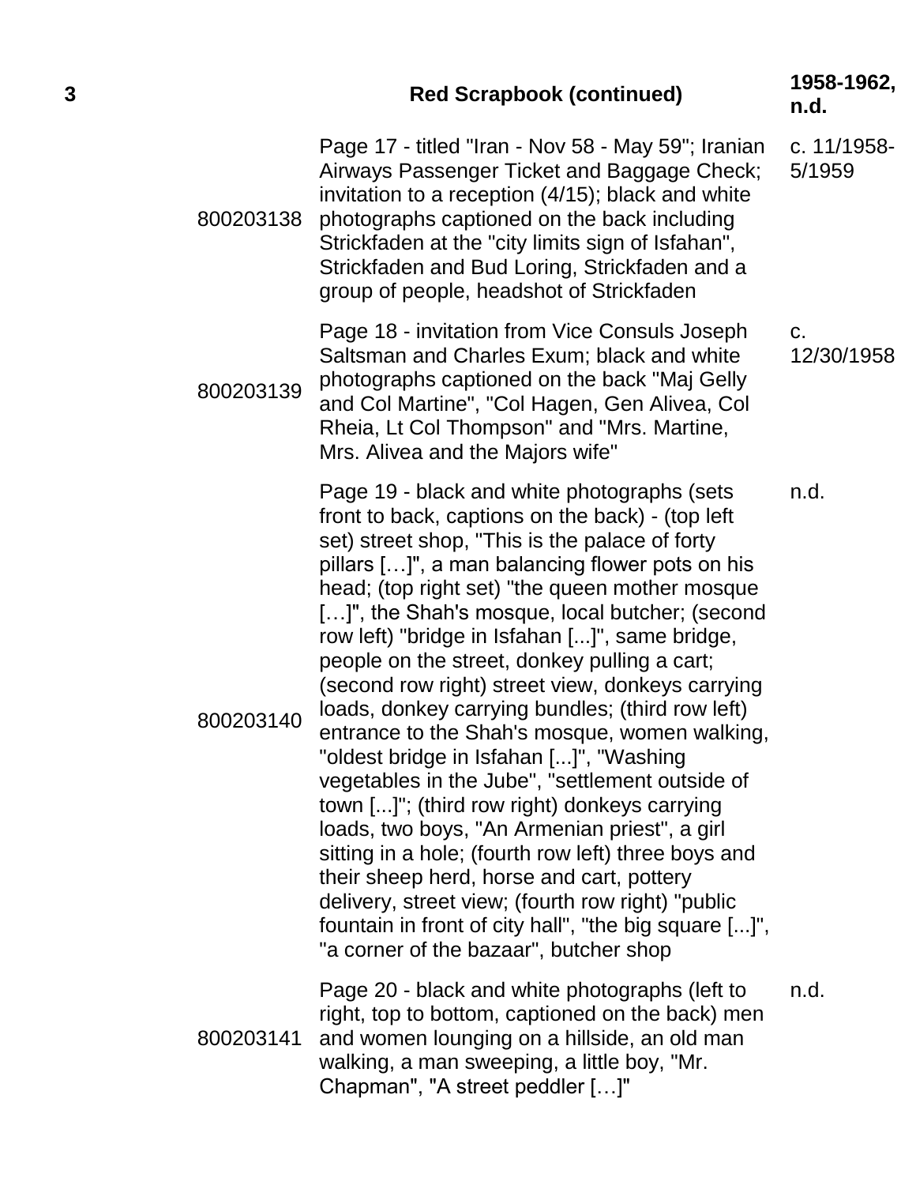| 3 | Red Scrapbook (continued) | 1958-1962, n.d. |
|---|---|---|
| 800203138 | Page 17 - titled "Iran - Nov 58 - May 59"; Iranian Airways Passenger Ticket and Baggage Check; invitation to a reception (4/15); black and white photographs captioned on the back including Strickfaden at the "city limits sign of Isfahan", Strickfaden and Bud Loring, Strickfaden and a group of people, headshot of Strickfaden | c. 11/1958-5/1959 |
| 800203139 | Page 18 - invitation from Vice Consuls Joseph Saltsman and Charles Exum; black and white photographs captioned on the back "Maj Gelly and Col Martine", "Col Hagen, Gen Alivea, Col Rheia, Lt Col Thompson" and "Mrs. Martine, Mrs. Alivea and the Majors wife" | c. 12/30/1958 |
| 800203140 | Page 19 - black and white photographs (sets front to back, captions on the back) - (top left set) street shop, "This is the palace of forty pillars […]", a man balancing flower pots on his head; (top right set) "the queen mother mosque […]", the Shah's mosque, local butcher; (second row left) "bridge in Isfahan [...]", same bridge, people on the street, donkey pulling a cart; (second row right) street view, donkeys carrying loads, donkey carrying bundles; (third row left) entrance to the Shah's mosque, women walking, "oldest bridge in Isfahan [...]", "Washing vegetables in the Jube", "settlement outside of town [...]"; (third row right) donkeys carrying loads, two boys, "An Armenian priest", a girl sitting in a hole; (fourth row left) three boys and their sheep herd, horse and cart, pottery delivery, street view; (fourth row right) "public fountain in front of city hall", "the big square [...]", "a corner of the bazaar", butcher shop | n.d. |
| 800203141 | Page 20 - black and white photographs (left to right, top to bottom, captioned on the back) men and women lounging on a hillside, an old man walking, a man sweeping, a little boy, "Mr. Chapman", "A street peddler […]" | n.d. |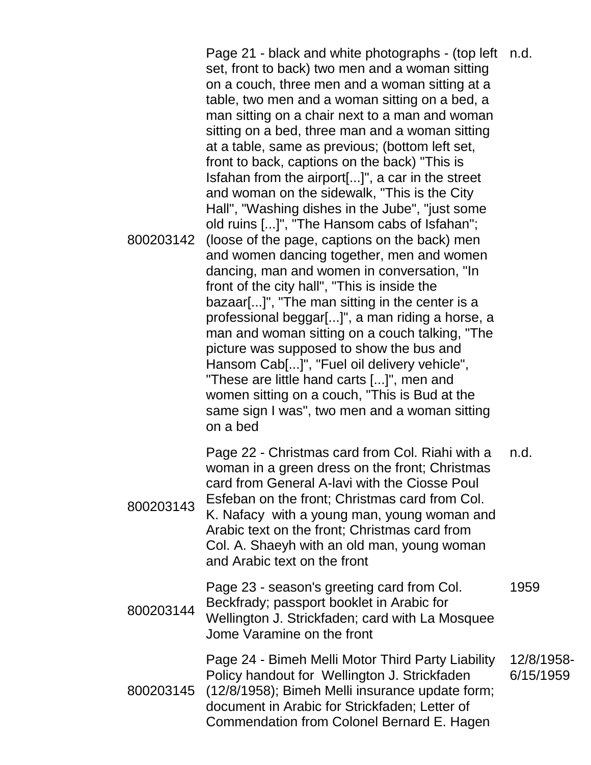| | | |
|---|---|---|
| 800203142 | Page 21 - black and white photographs - (top left set, front to back) two men and a woman sitting on a couch, three men and a woman sitting at a table, two men and a woman sitting on a bed, a man sitting on a chair next to a man and woman sitting on a bed, three man and a woman sitting at a table, same as previous; (bottom left set, front to back, captions on the back) "This is Isfahan from the airport[...]", a car in the street and woman on the sidewalk, "This is the City Hall", "Washing dishes in the Jube", "just some old ruins [...]", "The Hansom cabs of Isfahan"; (loose of the page, captions on the back) men and women dancing together, men and women dancing, man and women in conversation, "In front of the city hall", "This is inside the bazaar[...]", "The man sitting in the center is a professional beggar[...]", a man riding a horse, a man and woman sitting on a couch talking, "The picture was supposed to show the bus and Hansom Cab[...]", "Fuel oil delivery vehicle", "These are little hand carts [...]", men and women sitting on a couch, "This is Bud at the same sign I was", two men and a woman sitting on a bed | n.d. |
| 800203143 | Page 22 - Christmas card from Col. Riahi with a woman in a green dress on the front; Christmas card from General A-lavi with the Ciosse Poul Esfeban on the front; Christmas card from Col. K. Nafacy with a young man, young woman and Arabic text on the front; Christmas card from Col. A. Shaeyh with an old man, young woman and Arabic text on the front | n.d. |
| 800203144 | Page 23 - season's greeting card from Col. Beckfrady; passport booklet in Arabic for Wellington J. Strickfaden; card with La Mosquee Jome Varamine on the front | 1959 |
| 800203145 | Page 24 - Bimeh Melli Motor Third Party Liability Policy handout for Wellington J. Strickfaden (12/8/1958); Bimeh Melli insurance update form; document in Arabic for Strickfaden; Letter of Commendation from Colonel Bernard E. Hagen | 12/8/1958-6/15/1959 |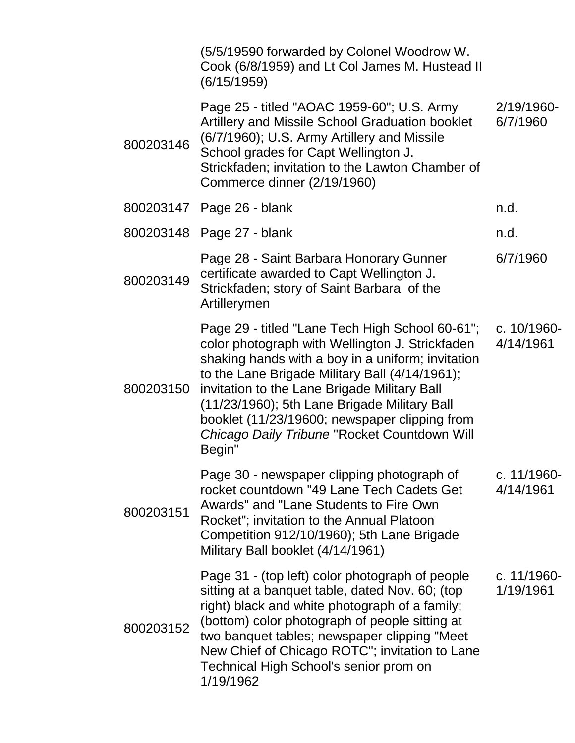| | | |
|---|---|---|
| | (5/5/19590 forwarded by Colonel Woodrow W. Cook (6/8/1959) and Lt Col James M. Hustead II (6/15/1959) | |
| 800203146 | Page 25 - titled "AOAC 1959-60"; U.S. Army Artillery and Missile School Graduation booklet (6/7/1960); U.S. Army Artillery and Missile School grades for Capt Wellington J. Strickfaden; invitation to the Lawton Chamber of Commerce dinner (2/19/1960) | 2/19/1960-6/7/1960 |
| 800203147 | Page 26 - blank | n.d. |
| 800203148 | Page 27 - blank | n.d. |
| 800203149 | Page 28 - Saint Barbara Honorary Gunner certificate awarded to Capt Wellington J. Strickfaden; story of Saint Barbara of the Artillerymen | 6/7/1960 |
| 800203150 | Page 29 - titled "Lane Tech High School 60-61"; color photograph with Wellington J. Strickfaden shaking hands with a boy in a uniform; invitation to the Lane Brigade Military Ball (4/14/1961); invitation to the Lane Brigade Military Ball (11/23/1960); 5th Lane Brigade Military Ball booklet (11/23/19600; newspaper clipping from *Chicago Daily Tribune* "Rocket Countdown Will Begin" | c. 10/1960-4/14/1961 |
| 800203151 | Page 30 - newspaper clipping photograph of rocket countdown "49 Lane Tech Cadets Get Awards" and "Lane Students to Fire Own Rocket"; invitation to the Annual Platoon Competition 912/10/1960); 5th Lane Brigade Military Ball booklet (4/14/1961) | c. 11/1960-4/14/1961 |
| 800203152 | Page 31 - (top left) color photograph of people sitting at a banquet table, dated Nov. 60; (top right) black and white photograph of a family; (bottom) color photograph of people sitting at two banquet tables; newspaper clipping "Meet New Chief of Chicago ROTC"; invitation to Lane Technical High School's senior prom on 1/19/1962 | c. 11/1960-1/19/1961 |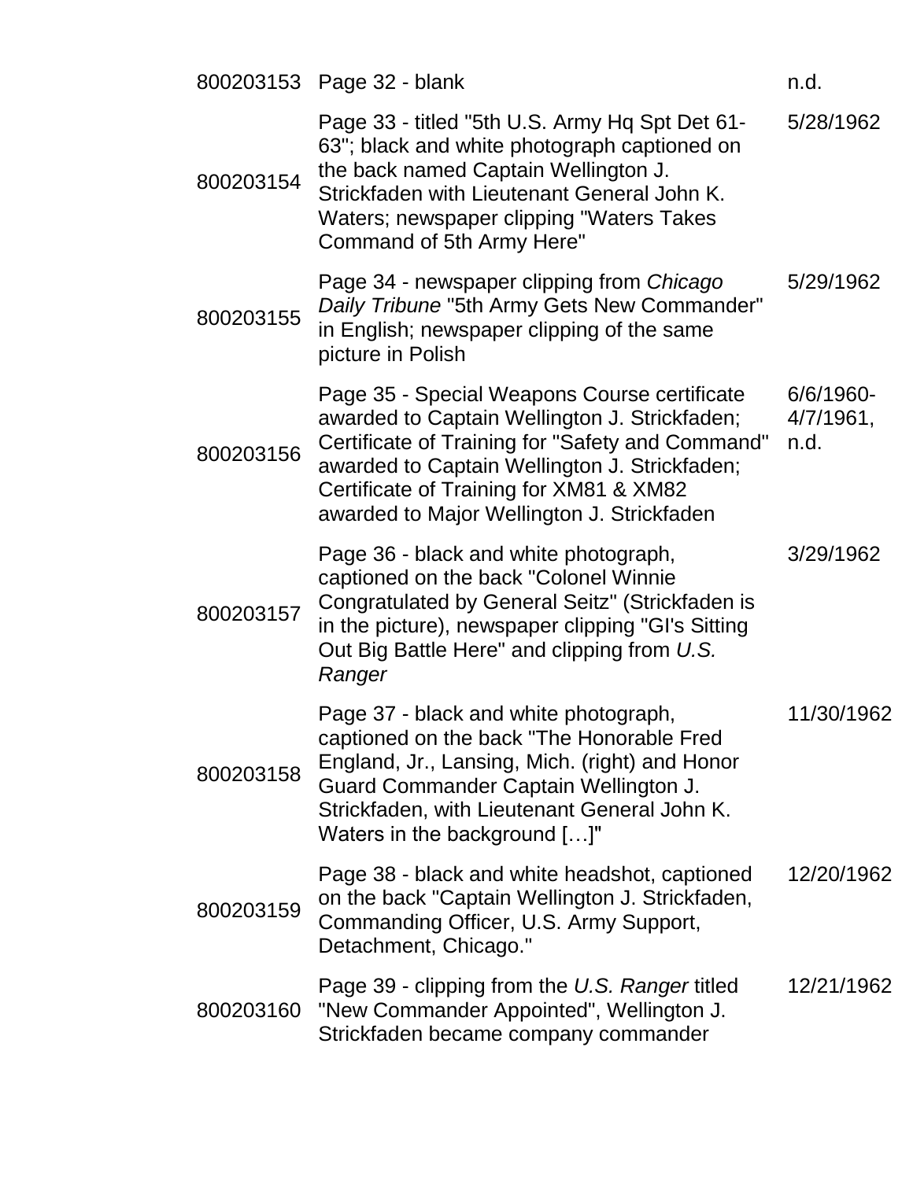| | | |
|---|---|---|
| 800203153 | Page 32 - blank | n.d. |
| 800203154 | Page 33 - titled "5th U.S. Army Hq Spt Det 61-63"; black and white photograph captioned on the back named Captain Wellington J. Strickfaden with Lieutenant General John K. Waters; newspaper clipping "Waters Takes Command of 5th Army Here" | 5/28/1962 |
| 800203155 | Page 34 - newspaper clipping from *Chicago Daily Tribune* "5th Army Gets New Commander" in English; newspaper clipping of the same picture in Polish | 5/29/1962 |
| 800203156 | Page 35 - Special Weapons Course certificate awarded to Captain Wellington J. Strickfaden; Certificate of Training for "Safety and Command" awarded to Captain Wellington J. Strickfaden; Certificate of Training for XM81 & XM82 awarded to Major Wellington J. Strickfaden | 6/6/1960-4/7/1961, n.d. |
| 800203157 | Page 36 - black and white photograph, captioned on the back "Colonel Winnie Congratulated by General Seitz" (Strickfaden is in the picture), newspaper clipping "GI's Sitting Out Big Battle Here" and clipping from *U.S. Ranger* | 3/29/1962 |
| 800203158 | Page 37 - black and white photograph, captioned on the back "The Honorable Fred England, Jr., Lansing, Mich. (right) and Honor Guard Commander Captain Wellington J. Strickfaden, with Lieutenant General John K. Waters in the background […]" | 11/30/1962 |
| 800203159 | Page 38 - black and white headshot, captioned on the back "Captain Wellington J. Strickfaden, Commanding Officer, U.S. Army Support, Detachment, Chicago." | 12/20/1962 |
| 800203160 | Page 39 - clipping from the *U.S. Ranger* titled "New Commander Appointed", Wellington J. Strickfaden became company commander | 12/21/1962 |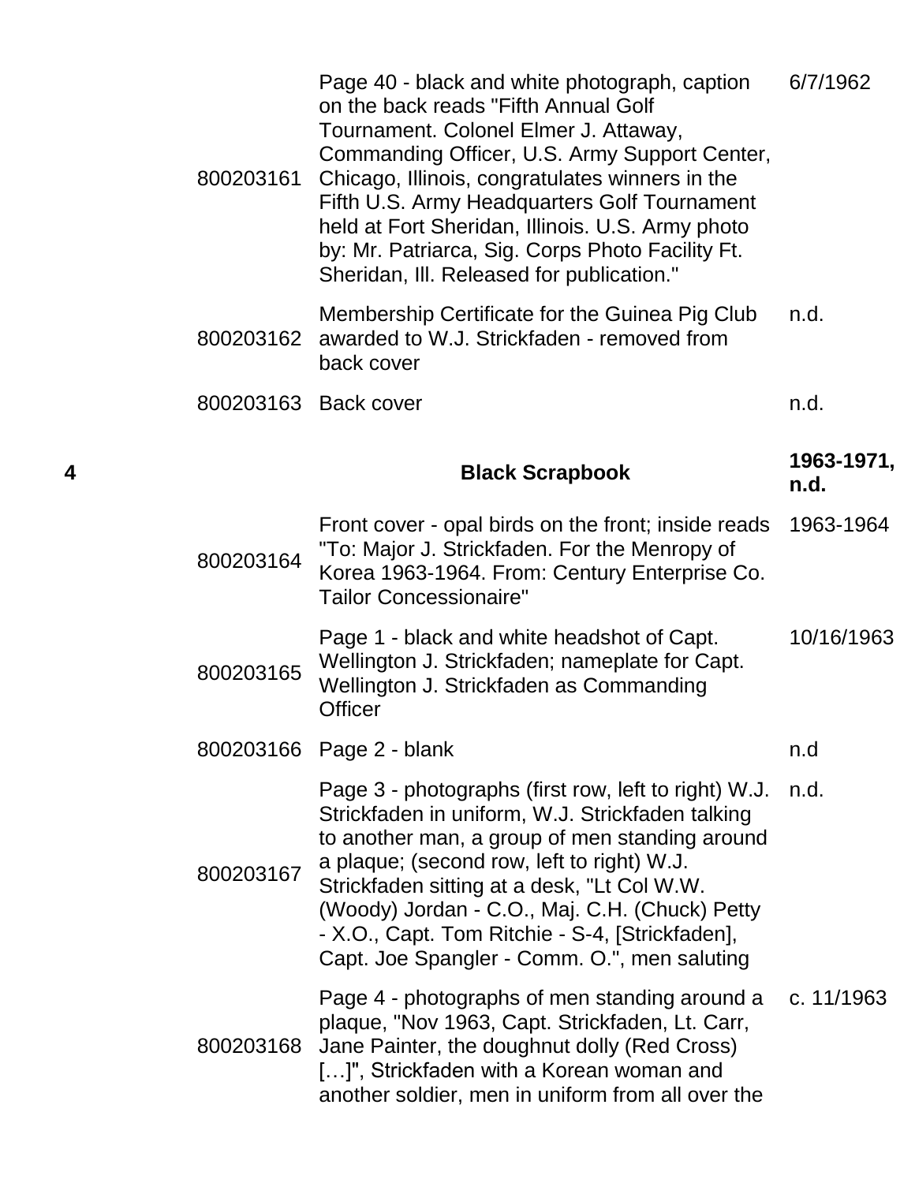| Box | ID | Description | Date |
|---|---|---|---|
| | 800203161 | Page 40 - black and white photograph, caption on the back reads "Fifth Annual Golf Tournament. Colonel Elmer J. Attaway, Commanding Officer, U.S. Army Support Center, Chicago, Illinois, congratulates winners in the Fifth U.S. Army Headquarters Golf Tournament held at Fort Sheridan, Illinois. U.S. Army photo by: Mr. Patriarca, Sig. Corps Photo Facility Ft. Sheridan, Ill. Released for publication." | 6/7/1962 |
| | 800203162 | Membership Certificate for the Guinea Pig Club awarded to W.J. Strickfaden - removed from back cover | n.d. |
| | 800203163 | Back cover | n.d. |
| **4** | | **Black Scrapbook** | **1963-1971, n.d.** |
| | 800203164 | Front cover - opal birds on the front; inside reads "To: Major J. Strickfaden. For the Menropy of Korea 1963-1964. From: Century Enterprise Co. Tailor Concessionaire" | 1963-1964 |
| | 800203165 | Page 1 - black and white headshot of Capt. Wellington J. Strickfaden; nameplate for Capt. Wellington J. Strickfaden as Commanding Officer | 10/16/1963 |
| | 800203166 | Page 2 - blank | n.d |
| | 800203167 | Page 3 - photographs (first row, left to right) W.J. Strickfaden in uniform, W.J. Strickfaden talking to another man, a group of men standing around a plaque; (second row, left to right) W.J. Strickfaden sitting at a desk, "Lt Col W.W. (Woody) Jordan - C.O., Maj. C.H. (Chuck) Petty - X.O., Capt. Tom Ritchie - S-4, [Strickfaden], Capt. Joe Spangler - Comm. O.", men saluting | n.d. |
| | 800203168 | Page 4 - photographs of men standing around a plaque, "Nov 1963, Capt. Strickfaden, Lt. Carr, Jane Painter, the doughnut dolly (Red Cross) […]", Strickfaden with a Korean woman and another soldier, men in uniform from all over the | c. 11/1963 |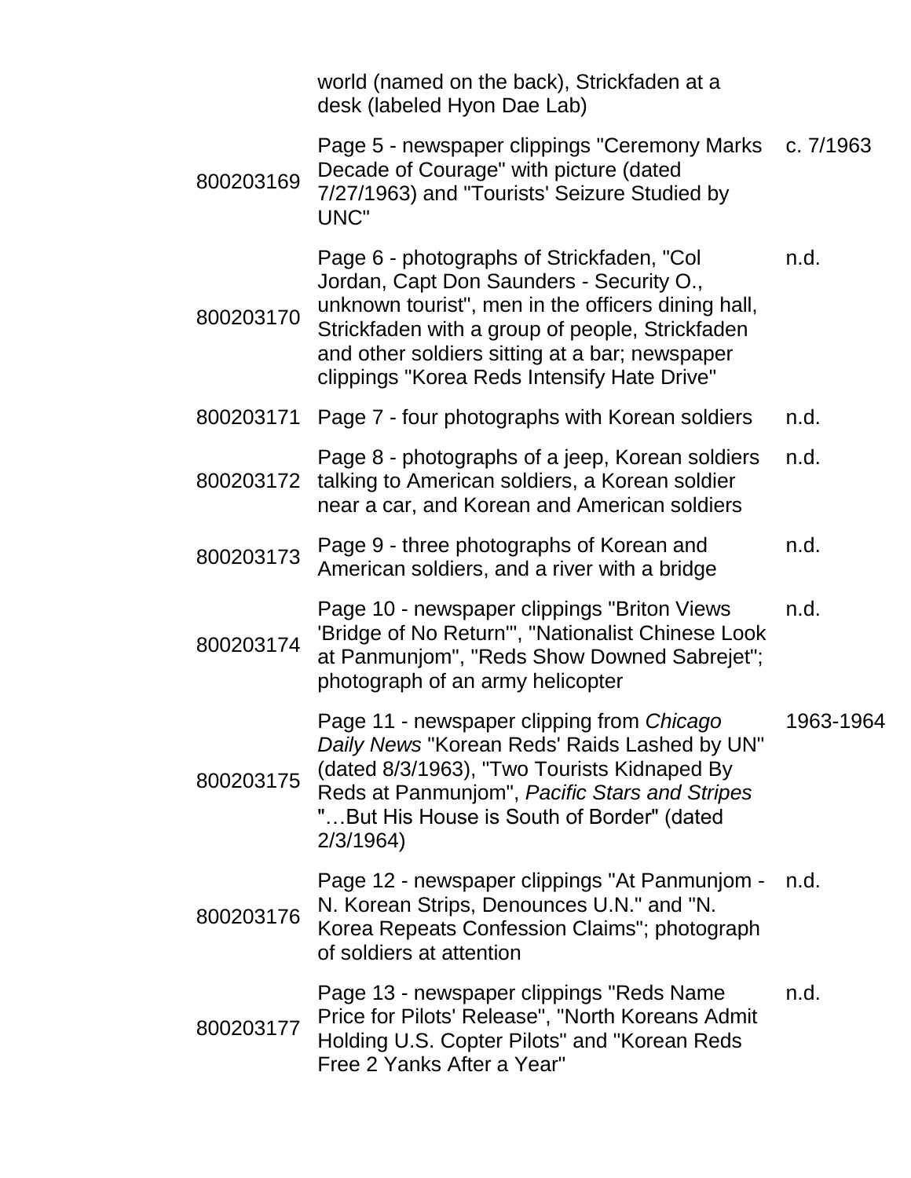| | | |
|---|---|---|
| | world (named on the back), Strickfaden at a desk (labeled Hyon Dae Lab) | |
| 800203169 | Page 5 - newspaper clippings "Ceremony Marks Decade of Courage" with picture (dated 7/27/1963) and "Tourists' Seizure Studied by UNC" | c. 7/1963 |
| 800203170 | Page 6 - photographs of Strickfaden, "Col Jordan, Capt Don Saunders - Security O., unknown tourist", men in the officers dining hall, Strickfaden with a group of people, Strickfaden and other soldiers sitting at a bar; newspaper clippings "Korea Reds Intensify Hate Drive" | n.d. |
| 800203171 | Page 7 - four photographs with Korean soldiers | n.d. |
| 800203172 | Page 8 - photographs of a jeep, Korean soldiers talking to American soldiers, a Korean soldier near a car, and Korean and American soldiers | n.d. |
| 800203173 | Page 9 - three photographs of Korean and American soldiers, and a river with a bridge | n.d. |
| 800203174 | Page 10 - newspaper clippings "Briton Views 'Bridge of No Return'", "Nationalist Chinese Look at Panmunjom", "Reds Show Downed Sabrejet"; photograph of an army helicopter | n.d. |
| 800203175 | Page 11 - newspaper clipping from *Chicago Daily News* "Korean Reds' Raids Lashed by UN" (dated 8/3/1963), "Two Tourists Kidnaped By Reds at Panmunjom", *Pacific Stars and Stripes* "…But His House is South of Border" (dated 2/3/1964) | 1963-1964 |
| 800203176 | Page 12 - newspaper clippings "At Panmunjom - N. Korean Strips, Denounces U.N." and "N. Korea Repeats Confession Claims"; photograph of soldiers at attention | n.d. |
| 800203177 | Page 13 - newspaper clippings "Reds Name Price for Pilots' Release", "North Koreans Admit Holding U.S. Copter Pilots" and "Korean Reds Free 2 Yanks After a Year" | n.d. |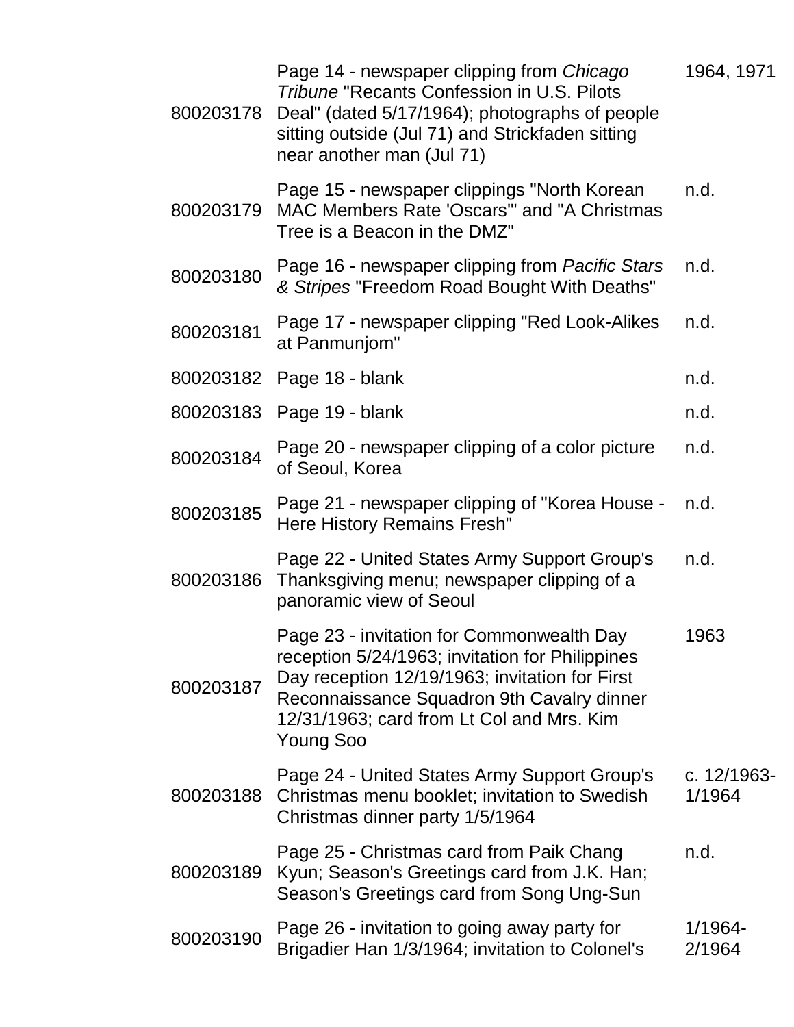| | | |
|---|---|---|
| 800203178 | Page 14 - newspaper clipping from *Chicago Tribune* "Recants Confession in U.S. Pilots Deal" (dated 5/17/1964); photographs of people sitting outside (Jul 71) and Strickfaden sitting near another man (Jul 71) | 1964, 1971 |
| 800203179 | Page 15 - newspaper clippings "North Korean MAC Members Rate 'Oscars'" and "A Christmas Tree is a Beacon in the DMZ" | n.d. |
| 800203180 | Page 16 - newspaper clipping from *Pacific Stars & Stripes* "Freedom Road Bought With Deaths" | n.d. |
| 800203181 | Page 17 - newspaper clipping "Red Look-Alikes at Panmunjom" | n.d. |
| 800203182 | Page 18 - blank | n.d. |
| 800203183 | Page 19 - blank | n.d. |
| 800203184 | Page 20 - newspaper clipping of a color picture of Seoul, Korea | n.d. |
| 800203185 | Page 21 - newspaper clipping of "Korea House - Here History Remains Fresh" | n.d. |
| 800203186 | Page 22 - United States Army Support Group's Thanksgiving menu; newspaper clipping of a panoramic view of Seoul | n.d. |
| 800203187 | Page 23 - invitation for Commonwealth Day reception 5/24/1963; invitation for Philippines Day reception 12/19/1963; invitation for First Reconnaissance Squadron 9th Cavalry dinner 12/31/1963; card from Lt Col and Mrs. Kim Young Soo | 1963 |
| 800203188 | Page 24 - United States Army Support Group's Christmas menu booklet; invitation to Swedish Christmas dinner party 1/5/1964 | c. 12/1963-1/1964 |
| 800203189 | Page 25 - Christmas card from Paik Chang Kyun; Season's Greetings card from J.K. Han; Season's Greetings card from Song Ung-Sun | n.d. |
| 800203190 | Page 26 - invitation to going away party for Brigadier Han 1/3/1964; invitation to Colonel's | 1/1964-2/1964 |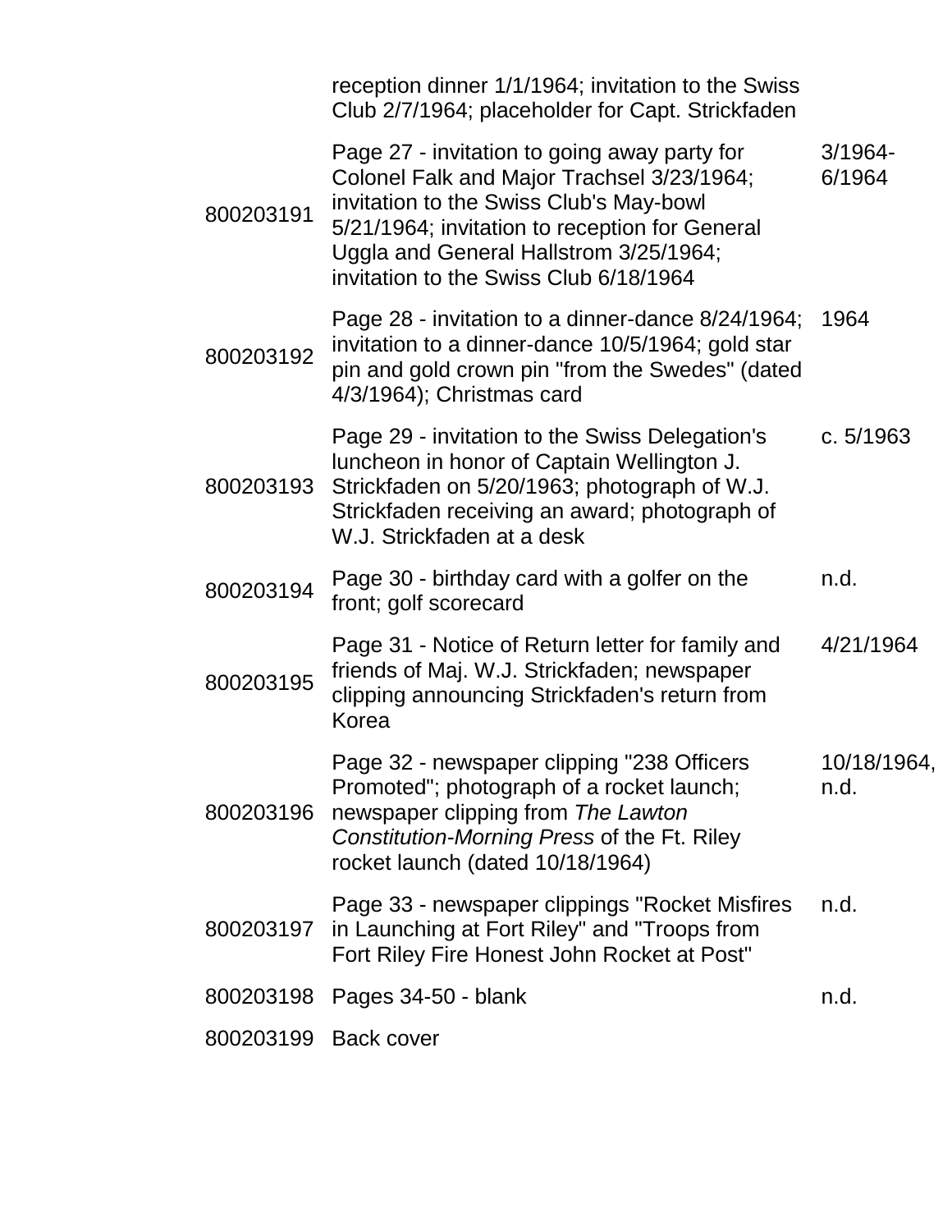| | | |
|---|---|---|
| | reception dinner 1/1/1964; invitation to the Swiss Club 2/7/1964; placeholder for Capt. Strickfaden | |
| 800203191 | Page 27 - invitation to going away party for Colonel Falk and Major Trachsel 3/23/1964; invitation to the Swiss Club's May-bowl 5/21/1964; invitation to reception for General Uggla and General Hallstrom 3/25/1964; invitation to the Swiss Club 6/18/1964 | 3/1964-6/1964 |
| 800203192 | Page 28 - invitation to a dinner-dance 8/24/1964; invitation to a dinner-dance 10/5/1964; gold star pin and gold crown pin "from the Swedes" (dated 4/3/1964); Christmas card | 1964 |
| 800203193 | Page 29 - invitation to the Swiss Delegation's luncheon in honor of Captain Wellington J. Strickfaden on 5/20/1963; photograph of W.J. Strickfaden receiving an award; photograph of W.J. Strickfaden at a desk | c. 5/1963 |
| 800203194 | Page 30 - birthday card with a golfer on the front; golf scorecard | n.d. |
| 800203195 | Page 31 - Notice of Return letter for family and friends of Maj. W.J. Strickfaden; newspaper clipping announcing Strickfaden's return from Korea | 4/21/1964 |
| 800203196 | Page 32 - newspaper clipping "238 Officers Promoted"; photograph of a rocket launch; newspaper clipping from *The Lawton Constitution-Morning Press* of the Ft. Riley rocket launch (dated 10/18/1964) | 10/18/1964, n.d. |
| 800203197 | Page 33 - newspaper clippings "Rocket Misfires in Launching at Fort Riley" and "Troops from Fort Riley Fire Honest John Rocket at Post" | n.d. |
| 800203198 | Pages 34-50 - blank | n.d. |
| 800203199 | Back cover | |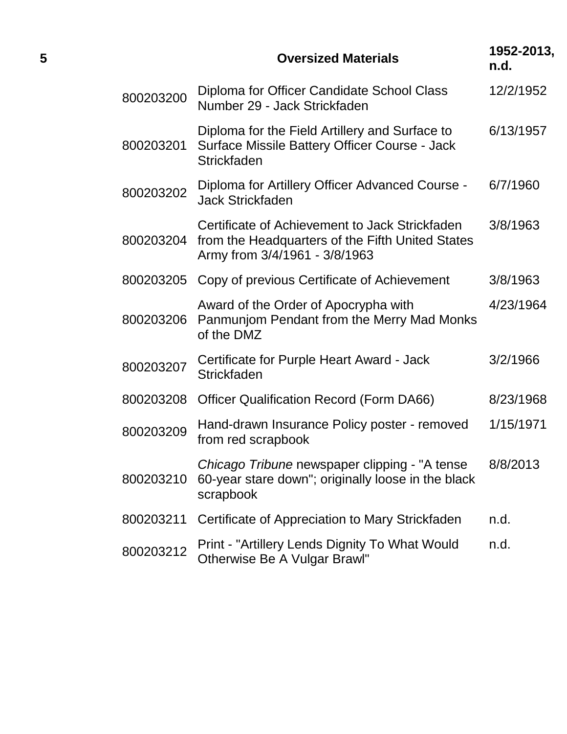| 5 | | Oversized Materials | 1952-2013, n.d. |
|---|---|---|---|
| | 800203200 | Diploma for Officer Candidate School Class Number 29 - Jack Strickfaden | 12/2/1952 |
| | 800203201 | Diploma for the Field Artillery and Surface to Surface Missile Battery Officer Course - Jack Strickfaden | 6/13/1957 |
| | 800203202 | Diploma for Artillery Officer Advanced Course - Jack Strickfaden | 6/7/1960 |
| | 800203204 | Certificate of Achievement to Jack Strickfaden from the Headquarters of the Fifth United States Army from 3/4/1961 - 3/8/1963 | 3/8/1963 |
| | 800203205 | Copy of previous Certificate of Achievement | 3/8/1963 |
| | 800203206 | Award of the Order of Apocrypha with Panmunjom Pendant from the Merry Mad Monks of the DMZ | 4/23/1964 |
| | 800203207 | Certificate for Purple Heart Award - Jack Strickfaden | 3/2/1966 |
| | 800203208 | Officer Qualification Record (Form DA66) | 8/23/1968 |
| | 800203209 | Hand-drawn Insurance Policy poster - removed from red scrapbook | 1/15/1971 |
| | 800203210 | *Chicago Tribune* newspaper clipping - "A tense 60-year stare down"; originally loose in the black scrapbook | 8/8/2013 |
| | 800203211 | Certificate of Appreciation to Mary Strickfaden | n.d. |
| | 800203212 | Print - "Artillery Lends Dignity To What Would Otherwise Be A Vulgar Brawl" | n.d. |